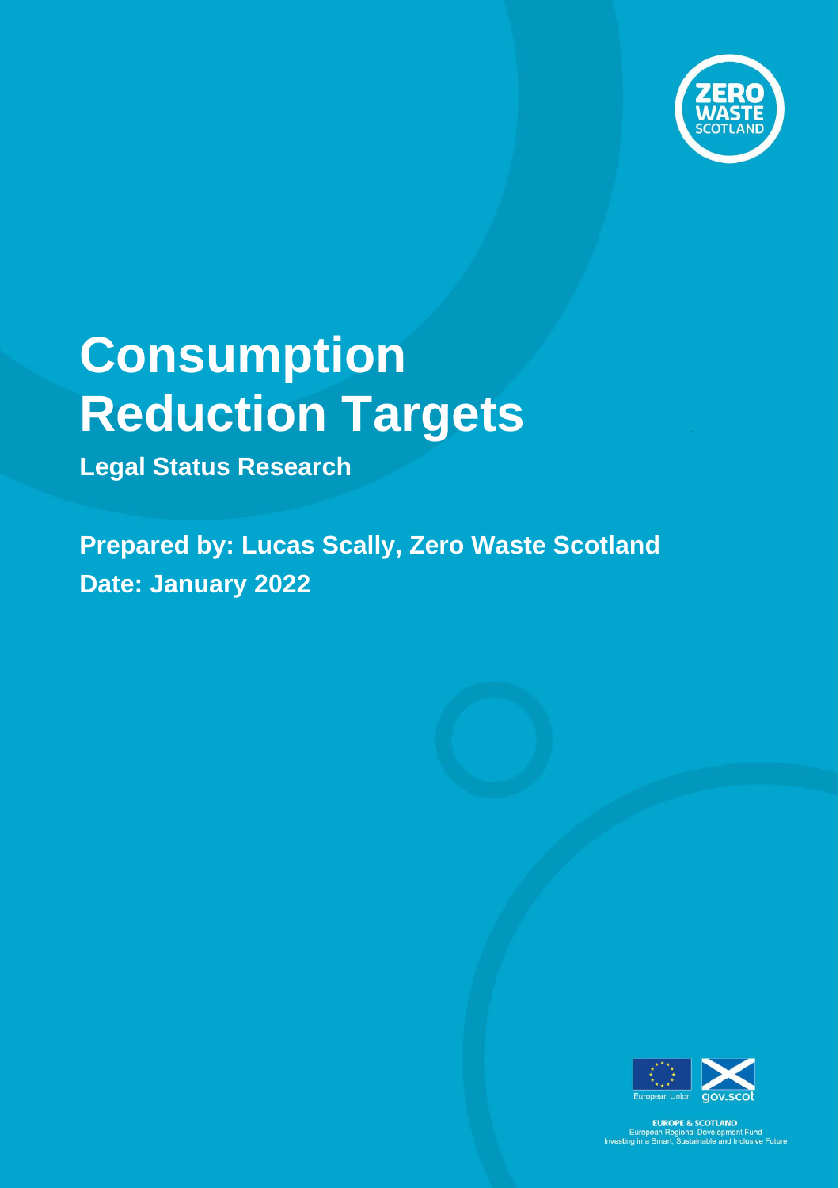# Consumption Reduction Targets

**Legal Status Research**

**Prepared by: Lucas Scally, Zero Waste Scotland**

**Date: January 2022**

EUROPE & SCOTLAND
European Regional Development Fund
Investing in a Smart, Sustainable and Inclusive Future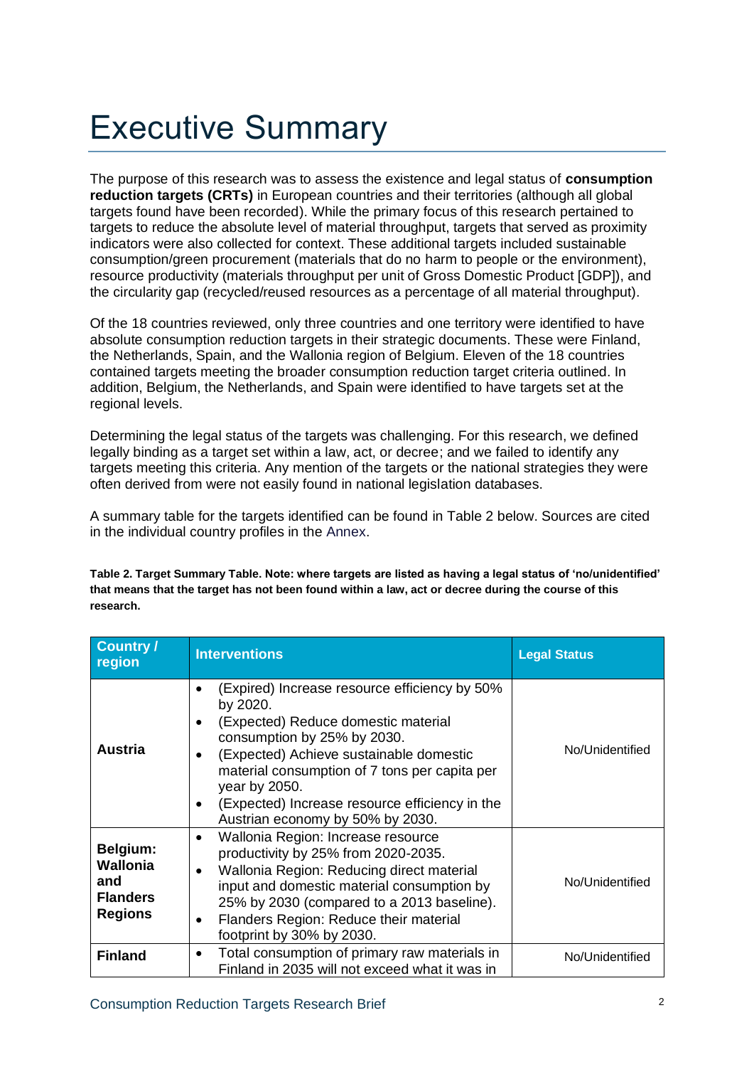# Executive Summary

The purpose of this research was to assess the existence and legal status of **consumption reduction targets (CRTs)** in European countries and their territories (although all global targets found have been recorded). While the primary focus of this research pertained to targets to reduce the absolute level of material throughput, targets that served as proximity indicators were also collected for context. These additional targets included sustainable consumption/green procurement (materials that do no harm to people or the environment), resource productivity (materials throughput per unit of Gross Domestic Product [GDP]), and the circularity gap (recycled/reused resources as a percentage of all material throughput).

Of the 18 countries reviewed, only three countries and one territory were identified to have absolute consumption reduction targets in their strategic documents. These were Finland, the Netherlands, Spain, and the Wallonia region of Belgium. Eleven of the 18 countries contained targets meeting the broader consumption reduction target criteria outlined. In addition, Belgium, the Netherlands, and Spain were identified to have targets set at the regional levels.

Determining the legal status of the targets was challenging. For this research, we defined legally binding as a target set within a law, act, or decree; and we failed to identify any targets meeting this criteria. Any mention of the targets or the national strategies they were often derived from were not easily found in national legislation databases.

A summary table for the targets identified can be found in Table 2 below. Sources are cited in the individual country profiles in the Annex.

**Table 2. Target Summary Table. Note: where targets are listed as having a legal status of 'no/unidentified' that means that the target has not been found within a law, act or decree during the course of this research.**

| Country / region | Interventions | Legal Status |
|---|---|---|
| **Austria** | • (Expired) Increase resource efficiency by 50% by 2020.<br>• (Expected) Reduce domestic material consumption by 25% by 2030.<br>• (Expected) Achieve sustainable domestic material consumption of 7 tons per capita per year by 2050.<br>• (Expected) Increase resource efficiency in the Austrian economy by 50% by 2030. | No/Unidentified |
| **Belgium: Wallonia and Flanders Regions** | • Wallonia Region: Increase resource productivity by 25% from 2020-2035.<br>• Wallonia Region: Reducing direct material input and domestic material consumption by 25% by 2030 (compared to a 2013 baseline).<br>• Flanders Region: Reduce their material footprint by 30% by 2030. | No/Unidentified |
| **Finland** | • Total consumption of primary raw materials in Finland in 2035 will not exceed what it was in | No/Unidentified |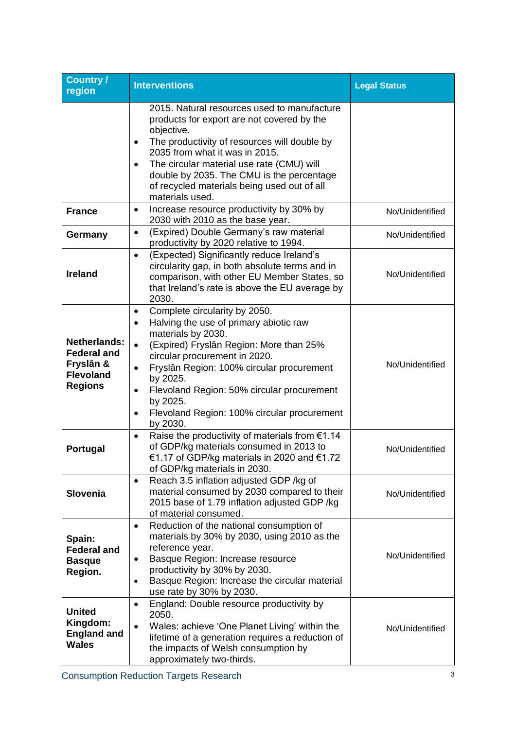| Country / region | Interventions | Legal Status |
|---|---|---|
| | 2015. Natural resources used to manufacture products for export are not covered by the objective.<br>• The productivity of resources will double by 2035 from what it was in 2015.<br>• The circular material use rate (CMU) will double by 2035. The CMU is the percentage of recycled materials being used out of all materials used. | |
| **France** | • Increase resource productivity by 30% by 2030 with 2010 as the base year. | No/Unidentified |
| **Germany** | • (Expired) Double Germany's raw material productivity by 2020 relative to 1994. | No/Unidentified |
| **Ireland** | • (Expected) Significantly reduce Ireland's circularity gap, in both absolute terms and in comparison, with other EU Member States, so that Ireland's rate is above the EU average by 2030. | No/Unidentified |
| **Netherlands: Federal and Fryslân & Flevoland Regions** | • Complete circularity by 2050.<br>• Halving the use of primary abiotic raw materials by 2030.<br>• (Expired) Fryslân Region: More than 25% circular procurement in 2020.<br>• Fryslân Region: 100% circular procurement by 2025.<br>• Flevoland Region: 50% circular procurement by 2025.<br>• Flevoland Region: 100% circular procurement by 2030. | No/Unidentified |
| **Portugal** | • Raise the productivity of materials from €1.14 of GDP/kg materials consumed in 2013 to €1.17 of GDP/kg materials in 2020 and €1.72 of GDP/kg materials in 2030. | No/Unidentified |
| **Slovenia** | • Reach 3.5 inflation adjusted GDP /kg of material consumed by 2030 compared to their 2015 base of 1.79 inflation adjusted GDP /kg of material consumed. | No/Unidentified |
| **Spain: Federal and Basque Region.** | • Reduction of the national consumption of materials by 30% by 2030, using 2010 as the reference year.<br>• Basque Region: Increase resource productivity by 30% by 2030.<br>• Basque Region: Increase the circular material use rate by 30% by 2030. | No/Unidentified |
| **United Kingdom: England and Wales** | • England: Double resource productivity by 2050.<br>• Wales: achieve 'One Planet Living' within the lifetime of a generation requires a reduction of the impacts of Welsh consumption by approximately two-thirds. | No/Unidentified |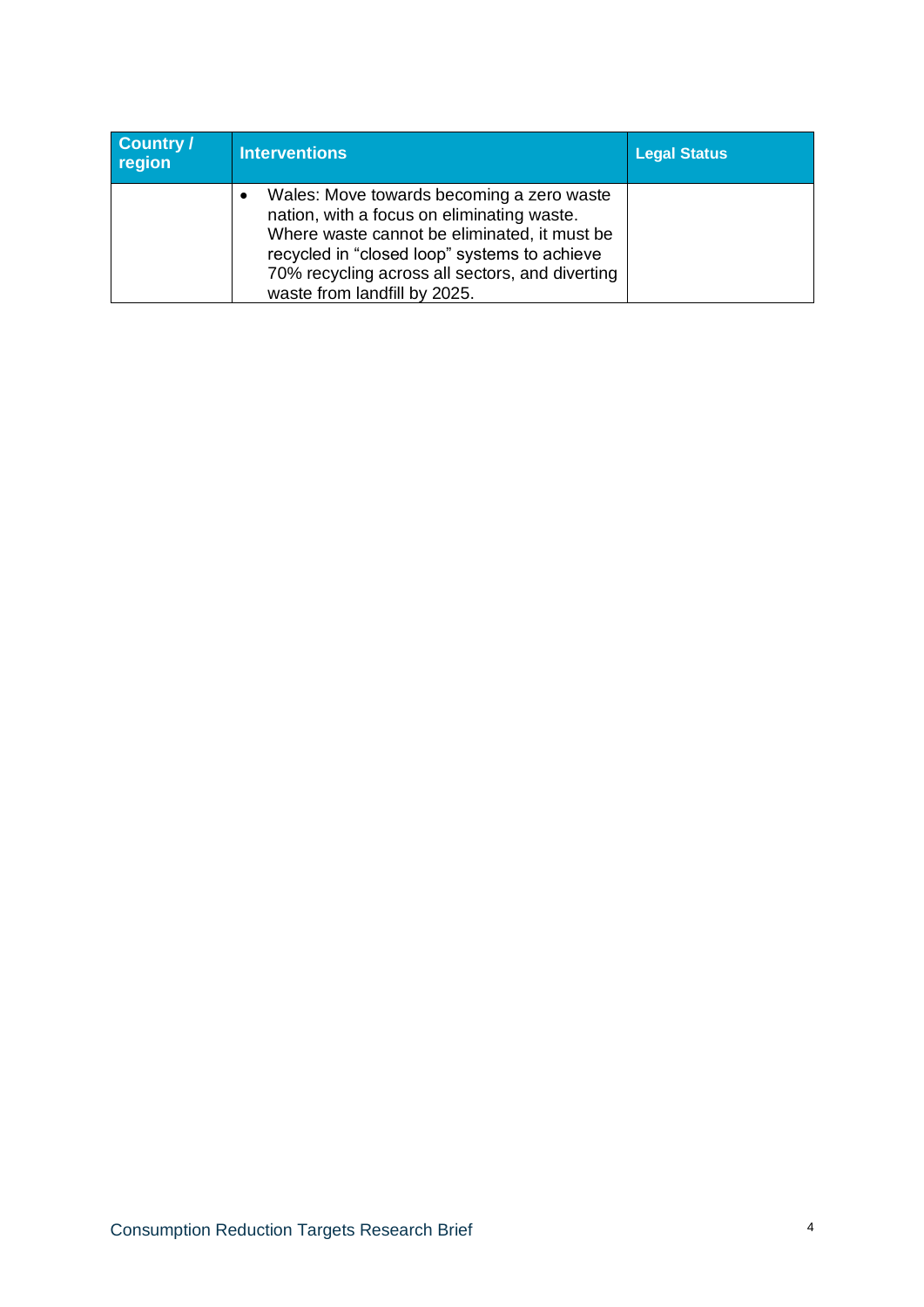| Country / region | Interventions | Legal Status |
| --- | --- | --- |
| | • Wales: Move towards becoming a zero waste nation, with a focus on eliminating waste. Where waste cannot be eliminated, it must be recycled in "closed loop" systems to achieve 70% recycling across all sectors, and diverting waste from landfill by 2025. | |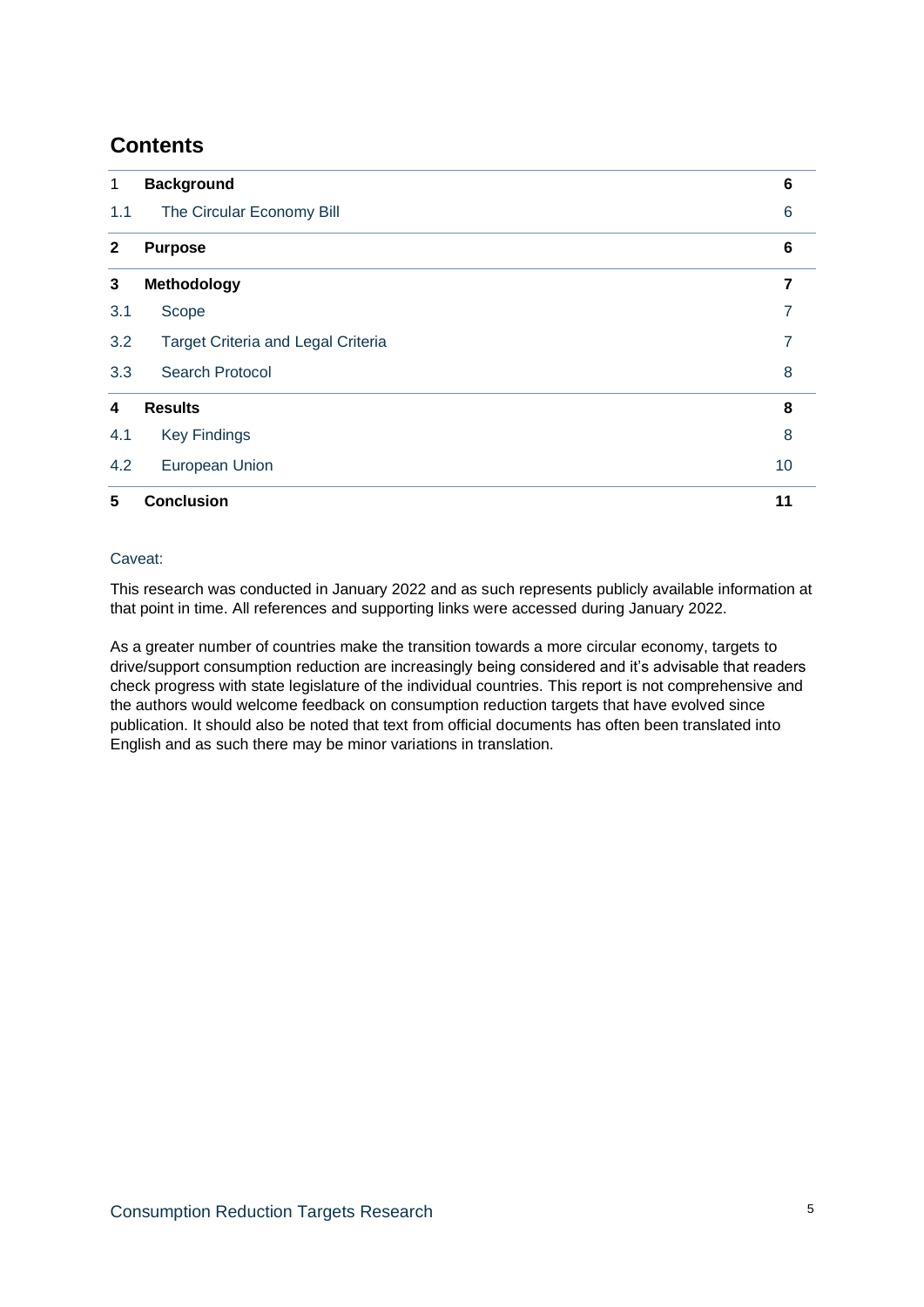## Contents

| | | |
|---|---|---|
| 1 | **Background** | 6 |
| 1.1 | The Circular Economy Bill | 6 |
| **2** | **Purpose** | **6** |
| **3** | **Methodology** | **7** |
| 3.1 | Scope | 7 |
| 3.2 | Target Criteria and Legal Criteria | 7 |
| 3.3 | Search Protocol | 8 |
| **4** | **Results** | **8** |
| 4.1 | Key Findings | 8 |
| 4.2 | European Union | 10 |
| **5** | **Conclusion** | **11** |

Caveat:

This research was conducted in January 2022 and as such represents publicly available information at that point in time. All references and supporting links were accessed during January 2022.

As a greater number of countries make the transition towards a more circular economy, targets to drive/support consumption reduction are increasingly being considered and it's advisable that readers check progress with state legislature of the individual countries. This report is not comprehensive and the authors would welcome feedback on consumption reduction targets that have evolved since publication. It should also be noted that text from official documents has often been translated into English and as such there may be minor variations in translation.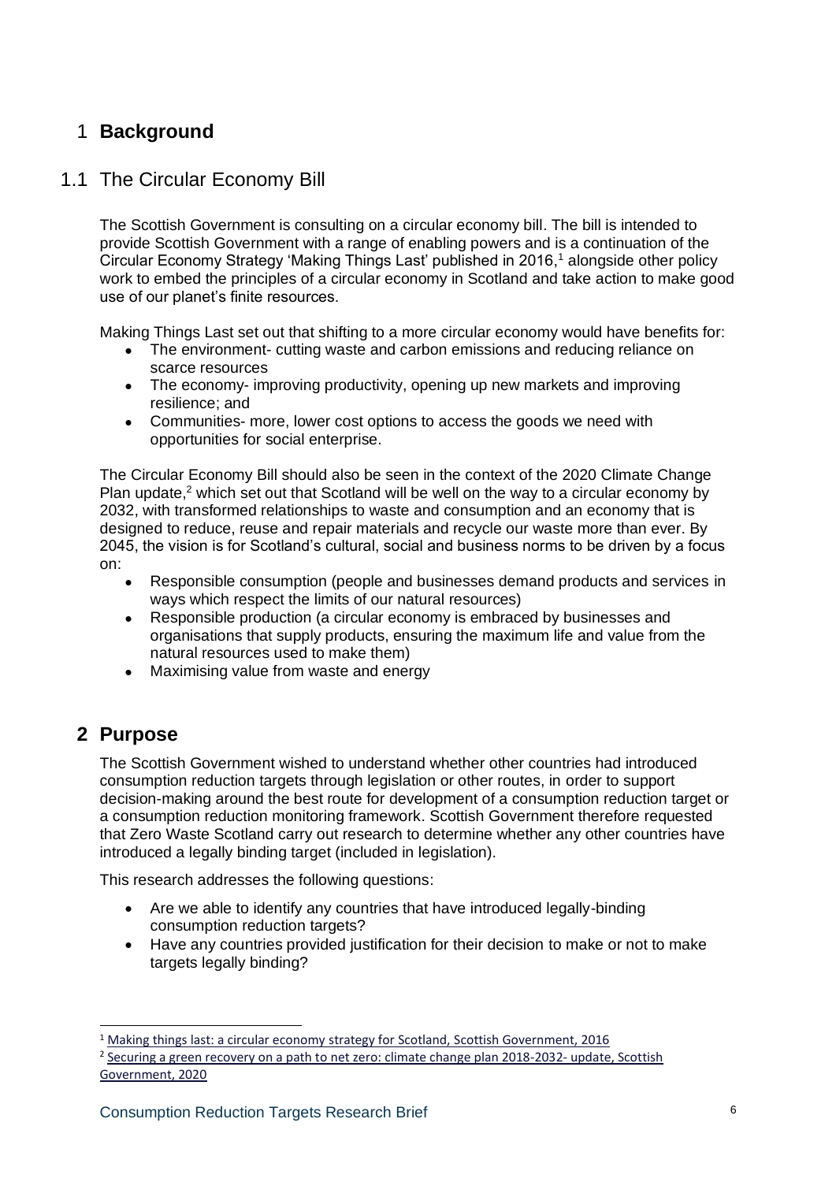# 1 Background

## 1.1 The Circular Economy Bill

The Scottish Government is consulting on a circular economy bill. The bill is intended to provide Scottish Government with a range of enabling powers and is a continuation of the Circular Economy Strategy 'Making Things Last' published in 2016,[1] alongside other policy work to embed the principles of a circular economy in Scotland and take action to make good use of our planet's finite resources.

Making Things Last set out that shifting to a more circular economy would have benefits for:

- The environment- cutting waste and carbon emissions and reducing reliance on scarce resources
- The economy- improving productivity, opening up new markets and improving resilience; and
- Communities- more, lower cost options to access the goods we need with opportunities for social enterprise.

The Circular Economy Bill should also be seen in the context of the 2020 Climate Change Plan update,[2] which set out that Scotland will be well on the way to a circular economy by 2032, with transformed relationships to waste and consumption and an economy that is designed to reduce, reuse and repair materials and recycle our waste more than ever. By 2045, the vision is for Scotland's cultural, social and business norms to be driven by a focus on:

- Responsible consumption (people and businesses demand products and services in ways which respect the limits of our natural resources)
- Responsible production (a circular economy is embraced by businesses and organisations that supply products, ensuring the maximum life and value from the natural resources used to make them)
- Maximising value from waste and energy

# 2 Purpose

The Scottish Government wished to understand whether other countries had introduced consumption reduction targets through legislation or other routes, in order to support decision-making around the best route for development of a consumption reduction target or a consumption reduction monitoring framework. Scottish Government therefore requested that Zero Waste Scotland carry out research to determine whether any other countries have introduced a legally binding target (included in legislation).

This research addresses the following questions:

- Are we able to identify any countries that have introduced legally-binding consumption reduction targets?
- Have any countries provided justification for their decision to make or not to make targets legally binding?

---

[1] Making things last: a circular economy strategy for Scotland, Scottish Government, 2016

[2] Securing a green recovery on a path to net zero: climate change plan 2018-2032- update, Scottish Government, 2020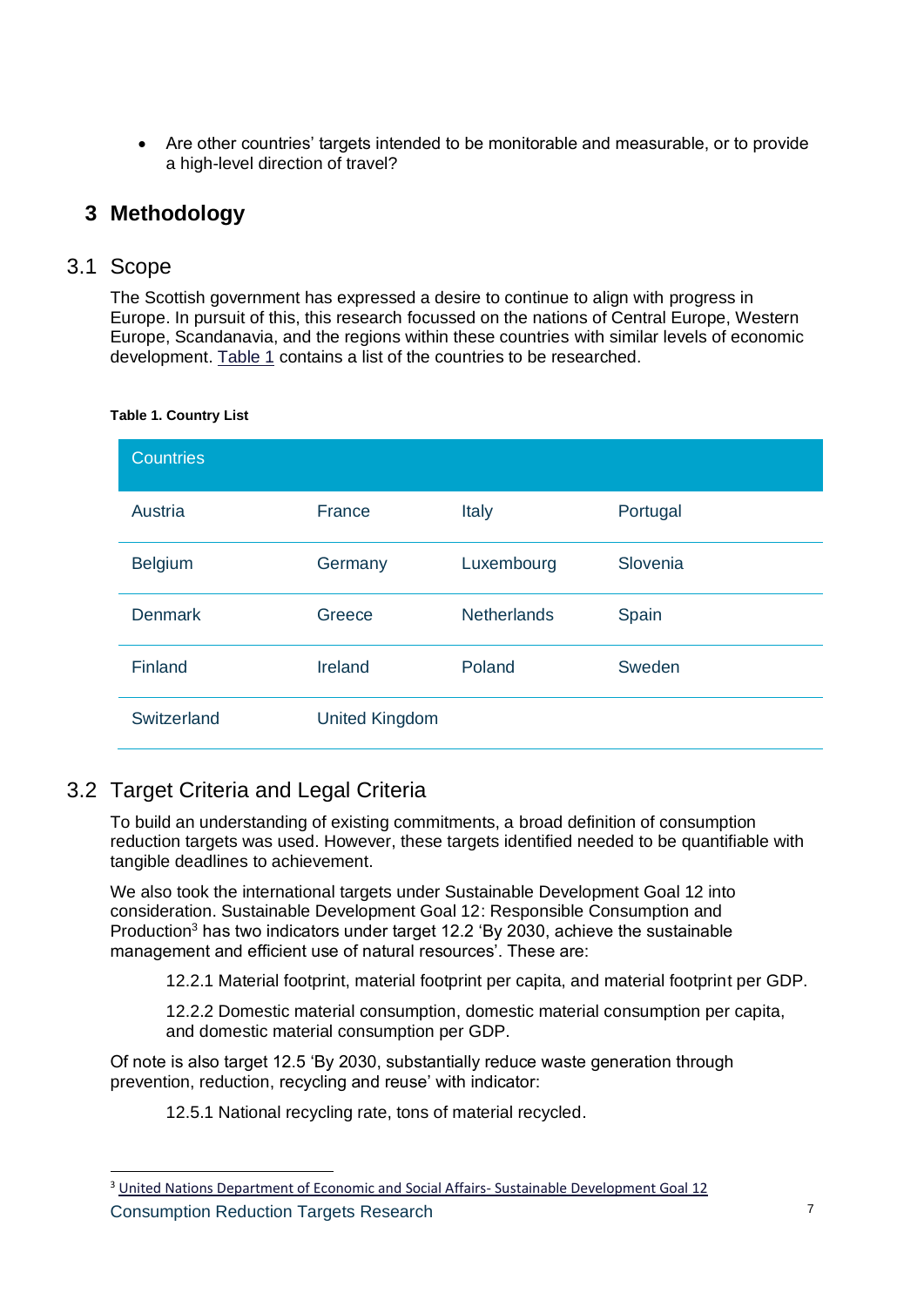- Are other countries' targets intended to be monitorable and measurable, or to provide a high-level direction of travel?

# 3 Methodology

## 3.1 Scope

The Scottish government has expressed a desire to continue to align with progress in Europe. In pursuit of this, this research focussed on the nations of Central Europe, Western Europe, Scandanavia, and the regions within these countries with similar levels of economic development. Table 1 contains a list of the countries to be researched.

**Table 1. Country List**

| Countries | | | |
|---|---|---|---|
| Austria | France | Italy | Portugal |
| Belgium | Germany | Luxembourg | Slovenia |
| Denmark | Greece | Netherlands | Spain |
| Finland | Ireland | Poland | Sweden |
| Switzerland | United Kingdom | | |

## 3.2 Target Criteria and Legal Criteria

To build an understanding of existing commitments, a broad definition of consumption reduction targets was used. However, these targets identified needed to be quantifiable with tangible deadlines to achievement.

We also took the international targets under Sustainable Development Goal 12 into consideration. Sustainable Development Goal 12: Responsible Consumption and Production[3] has two indicators under target 12.2 'By 2030, achieve the sustainable management and efficient use of natural resources'. These are:

> 12.2.1 Material footprint, material footprint per capita, and material footprint per GDP.
>
> 12.2.2 Domestic material consumption, domestic material consumption per capita, and domestic material consumption per GDP.

Of note is also target 12.5 'By 2030, substantially reduce waste generation through prevention, reduction, recycling and reuse' with indicator:

> 12.5.1 National recycling rate, tons of material recycled.

[3] United Nations Department of Economic and Social Affairs- Sustainable Development Goal 12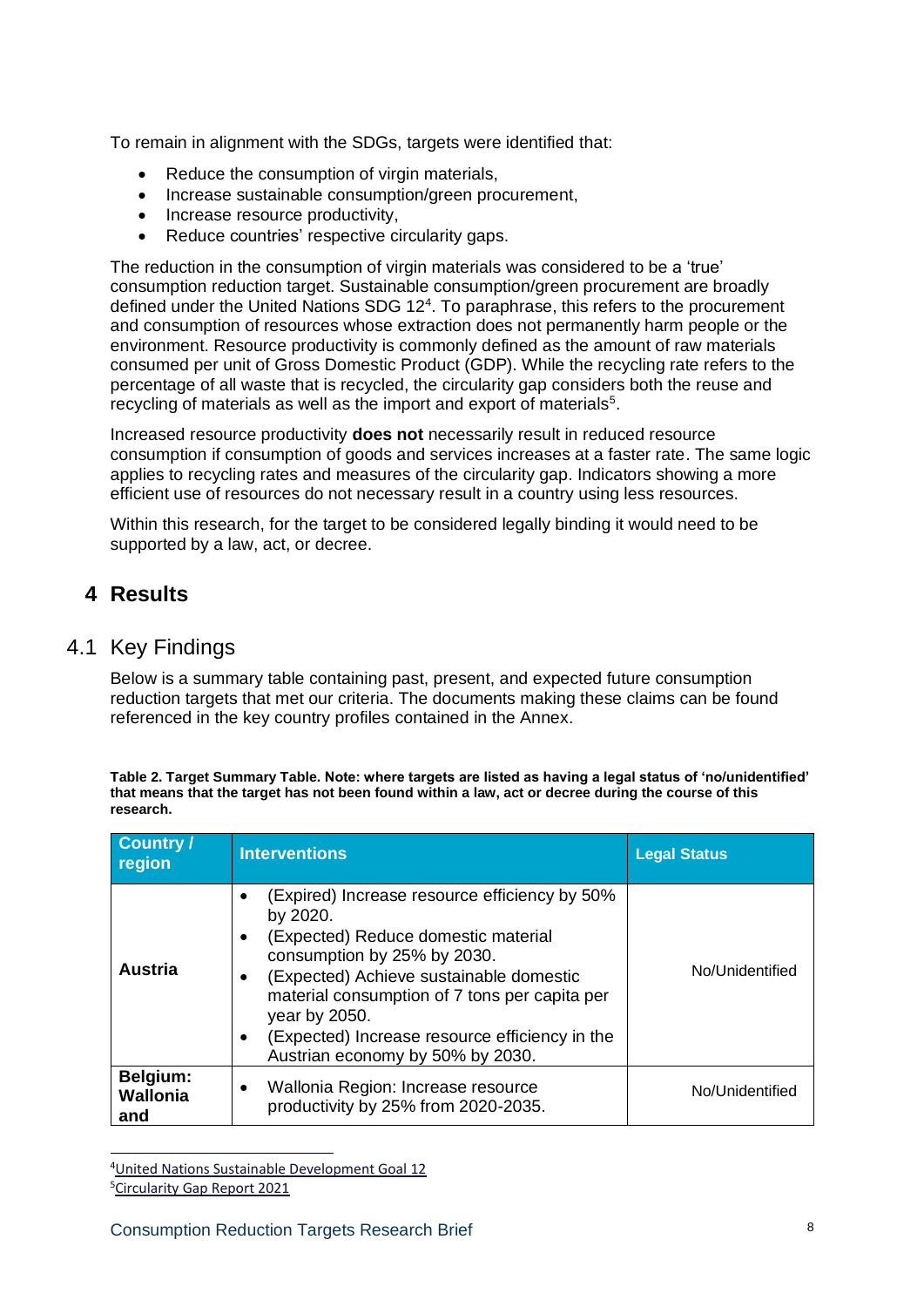To remain in alignment with the SDGs, targets were identified that:

- Reduce the consumption of virgin materials,
- Increase sustainable consumption/green procurement,
- Increase resource productivity,
- Reduce countries' respective circularity gaps.

The reduction in the consumption of virgin materials was considered to be a 'true' consumption reduction target. Sustainable consumption/green procurement are broadly defined under the United Nations SDG 12[4]. To paraphrase, this refers to the procurement and consumption of resources whose extraction does not permanently harm people or the environment. Resource productivity is commonly defined as the amount of raw materials consumed per unit of Gross Domestic Product (GDP). While the recycling rate refers to the percentage of all waste that is recycled, the circularity gap considers both the reuse and recycling of materials as well as the import and export of materials[5].

Increased resource productivity **does not** necessarily result in reduced resource consumption if consumption of goods and services increases at a faster rate. The same logic applies to recycling rates and measures of the circularity gap. Indicators showing a more efficient use of resources do not necessary result in a country using less resources.

Within this research, for the target to be considered legally binding it would need to be supported by a law, act, or decree.

# 4 Results

## 4.1 Key Findings

Below is a summary table containing past, present, and expected future consumption reduction targets that met our criteria. The documents making these claims can be found referenced in the key country profiles contained in the Annex.

**Table 2. Target Summary Table. Note: where targets are listed as having a legal status of 'no/unidentified' that means that the target has not been found within a law, act or decree during the course of this research.**

| Country / region | Interventions | Legal Status |
|---|---|---|
| **Austria** | • (Expired) Increase resource efficiency by 50% by 2020.<br>• (Expected) Reduce domestic material consumption by 25% by 2030.<br>• (Expected) Achieve sustainable domestic material consumption of 7 tons per capita per year by 2050.<br>• (Expected) Increase resource efficiency in the Austrian economy by 50% by 2030. | No/Unidentified |
| **Belgium: Wallonia and** | • Wallonia Region: Increase resource productivity by 25% from 2020-2035. | No/Unidentified |

[4] United Nations Sustainable Development Goal 12

[5] Circularity Gap Report 2021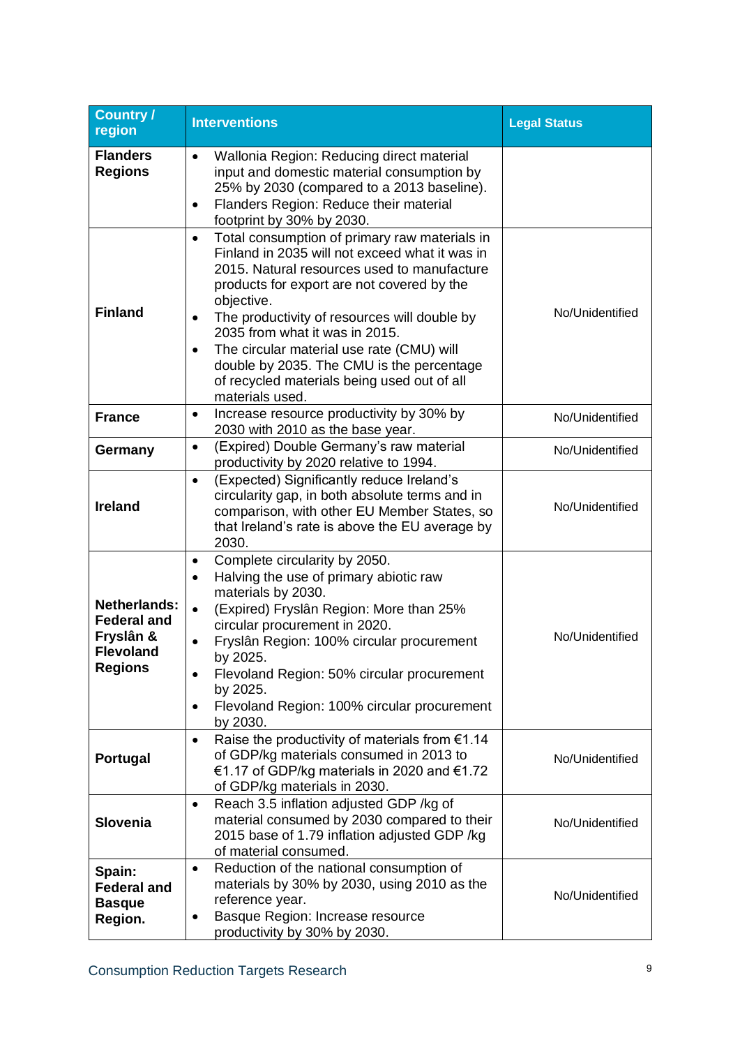| Country / region | Interventions | Legal Status |
|---|---|---|
| **Flanders Regions** | • Wallonia Region: Reducing direct material input and domestic material consumption by 25% by 2030 (compared to a 2013 baseline).<br>• Flanders Region: Reduce their material footprint by 30% by 2030. | |
| **Finland** | • Total consumption of primary raw materials in Finland in 2035 will not exceed what it was in 2015. Natural resources used to manufacture products for export are not covered by the objective.<br>• The productivity of resources will double by 2035 from what it was in 2015.<br>• The circular material use rate (CMU) will double by 2035. The CMU is the percentage of recycled materials being used out of all materials used. | No/Unidentified |
| **France** | • Increase resource productivity by 30% by 2030 with 2010 as the base year. | No/Unidentified |
| **Germany** | • (Expired) Double Germany's raw material productivity by 2020 relative to 1994. | No/Unidentified |
| **Ireland** | • (Expected) Significantly reduce Ireland's circularity gap, in both absolute terms and in comparison, with other EU Member States, so that Ireland's rate is above the EU average by 2030. | No/Unidentified |
| **Netherlands: Federal and Fryslân & Flevoland Regions** | • Complete circularity by 2050.<br>• Halving the use of primary abiotic raw materials by 2030.<br>• (Expired) Fryslân Region: More than 25% circular procurement in 2020.<br>• Fryslân Region: 100% circular procurement by 2025.<br>• Flevoland Region: 50% circular procurement by 2025.<br>• Flevoland Region: 100% circular procurement by 2030. | No/Unidentified |
| **Portugal** | • Raise the productivity of materials from €1.14 of GDP/kg materials consumed in 2013 to €1.17 of GDP/kg materials in 2020 and €1.72 of GDP/kg materials in 2030. | No/Unidentified |
| **Slovenia** | • Reach 3.5 inflation adjusted GDP /kg of material consumed by 2030 compared to their 2015 base of 1.79 inflation adjusted GDP /kg of material consumed. | No/Unidentified |
| **Spain: Federal and Basque Region.** | • Reduction of the national consumption of materials by 30% by 2030, using 2010 as the reference year.<br>• Basque Region: Increase resource productivity by 30% by 2030. | No/Unidentified |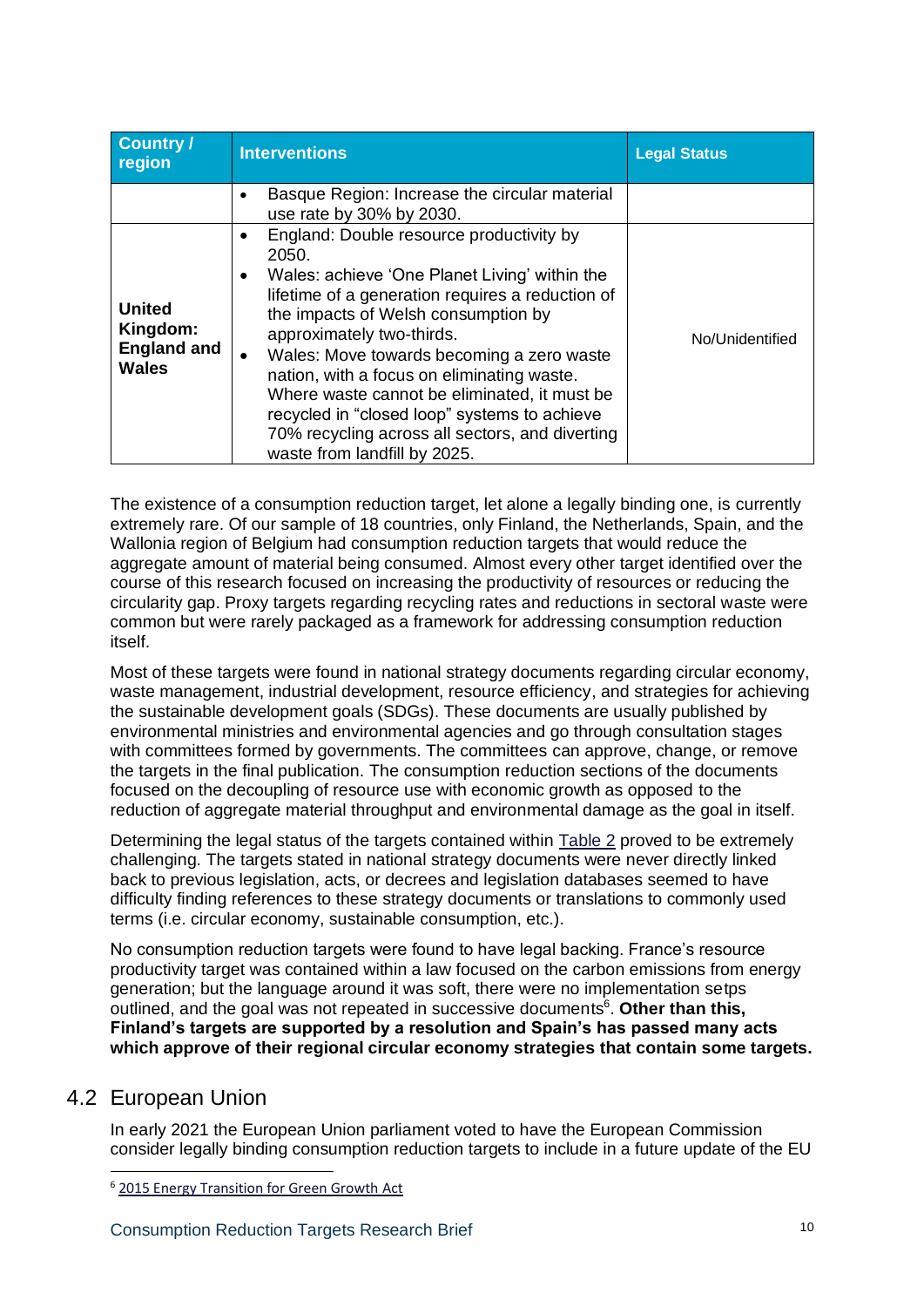| Country / region | Interventions | Legal Status |
|---|---|---|
| | • Basque Region: Increase the circular material use rate by 30% by 2030. | |
| **United Kingdom: England and Wales** | • England: Double resource productivity by 2050.<br>• Wales: achieve 'One Planet Living' within the lifetime of a generation requires a reduction of the impacts of Welsh consumption by approximately two-thirds.<br>• Wales: Move towards becoming a zero waste nation, with a focus on eliminating waste. Where waste cannot be eliminated, it must be recycled in "closed loop" systems to achieve 70% recycling across all sectors, and diverting waste from landfill by 2025. | No/Unidentified |

The existence of a consumption reduction target, let alone a legally binding one, is currently extremely rare. Of our sample of 18 countries, only Finland, the Netherlands, Spain, and the Wallonia region of Belgium had consumption reduction targets that would reduce the aggregate amount of material being consumed. Almost every other target identified over the course of this research focused on increasing the productivity of resources or reducing the circularity gap. Proxy targets regarding recycling rates and reductions in sectoral waste were common but were rarely packaged as a framework for addressing consumption reduction itself.

Most of these targets were found in national strategy documents regarding circular economy, waste management, industrial development, resource efficiency, and strategies for achieving the sustainable development goals (SDGs). These documents are usually published by environmental ministries and environmental agencies and go through consultation stages with committees formed by governments. The committees can approve, change, or remove the targets in the final publication. The consumption reduction sections of the documents focused on the decoupling of resource use with economic growth as opposed to the reduction of aggregate material throughput and environmental damage as the goal in itself.

Determining the legal status of the targets contained within Table 2 proved to be extremely challenging. The targets stated in national strategy documents were never directly linked back to previous legislation, acts, or decrees and legislation databases seemed to have difficulty finding references to these strategy documents or translations to commonly used terms (i.e. circular economy, sustainable consumption, etc.).

No consumption reduction targets were found to have legal backing. France's resource productivity target was contained within a law focused on the carbon emissions from energy generation; but the language around it was soft, there were no implementation setps outlined, and the goal was not repeated in successive documents[6]. **Other than this, Finland's targets are supported by a resolution and Spain's has passed many acts which approve of their regional circular economy strategies that contain some targets.**

## 4.2 European Union

In early 2021 the European Union parliament voted to have the European Commission consider legally binding consumption reduction targets to include in a future update of the EU

[6] 2015 Energy Transition for Green Growth Act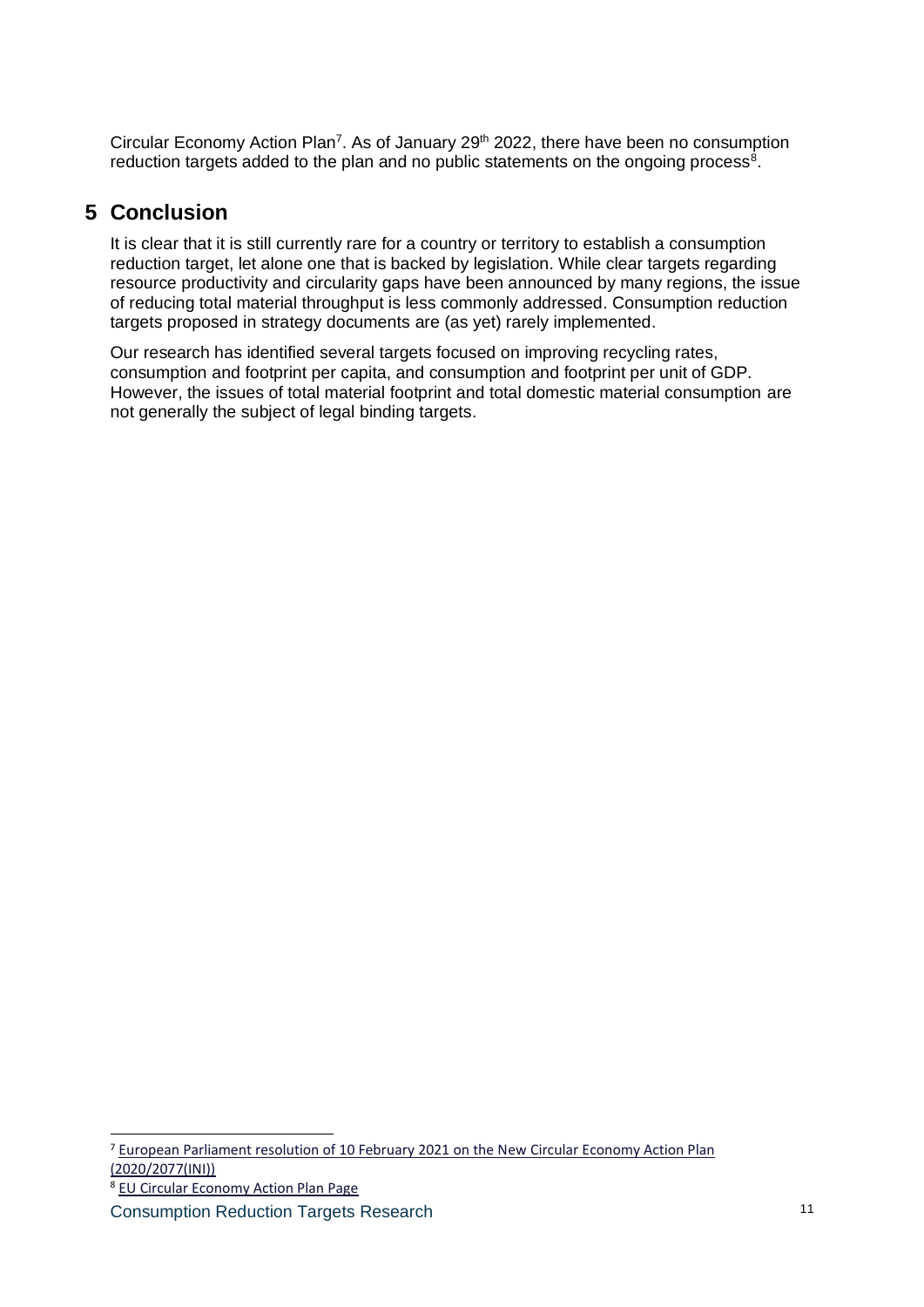Circular Economy Action Plan[7]. As of January 29th 2022, there have been no consumption reduction targets added to the plan and no public statements on the ongoing process[8].

## 5 Conclusion

It is clear that it is still currently rare for a country or territory to establish a consumption reduction target, let alone one that is backed by legislation. While clear targets regarding resource productivity and circularity gaps have been announced by many regions, the issue of reducing total material throughput is less commonly addressed. Consumption reduction targets proposed in strategy documents are (as yet) rarely implemented.

Our research has identified several targets focused on improving recycling rates, consumption and footprint per capita, and consumption and footprint per unit of GDP. However, the issues of total material footprint and total domestic material consumption are not generally the subject of legal binding targets.

---

[7] European Parliament resolution of 10 February 2021 on the New Circular Economy Action Plan (2020/2077(INI))

[8] EU Circular Economy Action Plan Page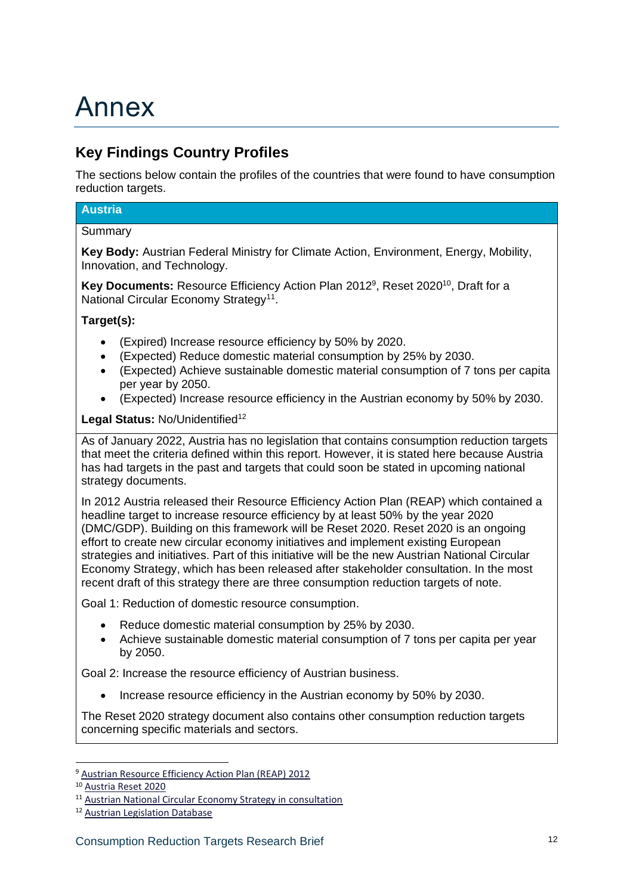# Annex

## Key Findings Country Profiles

The sections below contain the profiles of the countries that were found to have consumption reduction targets.

### Austria

Summary

**Key Body:** Austrian Federal Ministry for Climate Action, Environment, Energy, Mobility, Innovation, and Technology.

**Key Documents:** Resource Efficiency Action Plan 2012[9], Reset 2020[10], Draft for a National Circular Economy Strategy[11].

**Target(s):**

- (Expired) Increase resource efficiency by 50% by 2020.
- (Expected) Reduce domestic material consumption by 25% by 2030.
- (Expected) Achieve sustainable domestic material consumption of 7 tons per capita per year by 2050.
- (Expected) Increase resource efficiency in the Austrian economy by 50% by 2030.

**Legal Status:** No/Unidentified[12]

As of January 2022, Austria has no legislation that contains consumption reduction targets that meet the criteria defined within this report. However, it is stated here because Austria has had targets in the past and targets that could soon be stated in upcoming national strategy documents.

In 2012 Austria released their Resource Efficiency Action Plan (REAP) which contained a headline target to increase resource efficiency by at least 50% by the year 2020 (DMC/GDP). Building on this framework will be Reset 2020. Reset 2020 is an ongoing effort to create new circular economy initiatives and implement existing European strategies and initiatives. Part of this initiative will be the new Austrian National Circular Economy Strategy, which has been released after stakeholder consultation. In the most recent draft of this strategy there are three consumption reduction targets of note.

Goal 1: Reduction of domestic resource consumption.

- Reduce domestic material consumption by 25% by 2030.
- Achieve sustainable domestic material consumption of 7 tons per capita per year by 2050.

Goal 2: Increase the resource efficiency of Austrian business.

- Increase resource efficiency in the Austrian economy by 50% by 2030.

The Reset 2020 strategy document also contains other consumption reduction targets concerning specific materials and sectors.

---

[9] Austrian Resource Efficiency Action Plan (REAP) 2012

[10] Austria Reset 2020

[11] Austrian National Circular Economy Strategy in consultation

[12] Austrian Legislation Database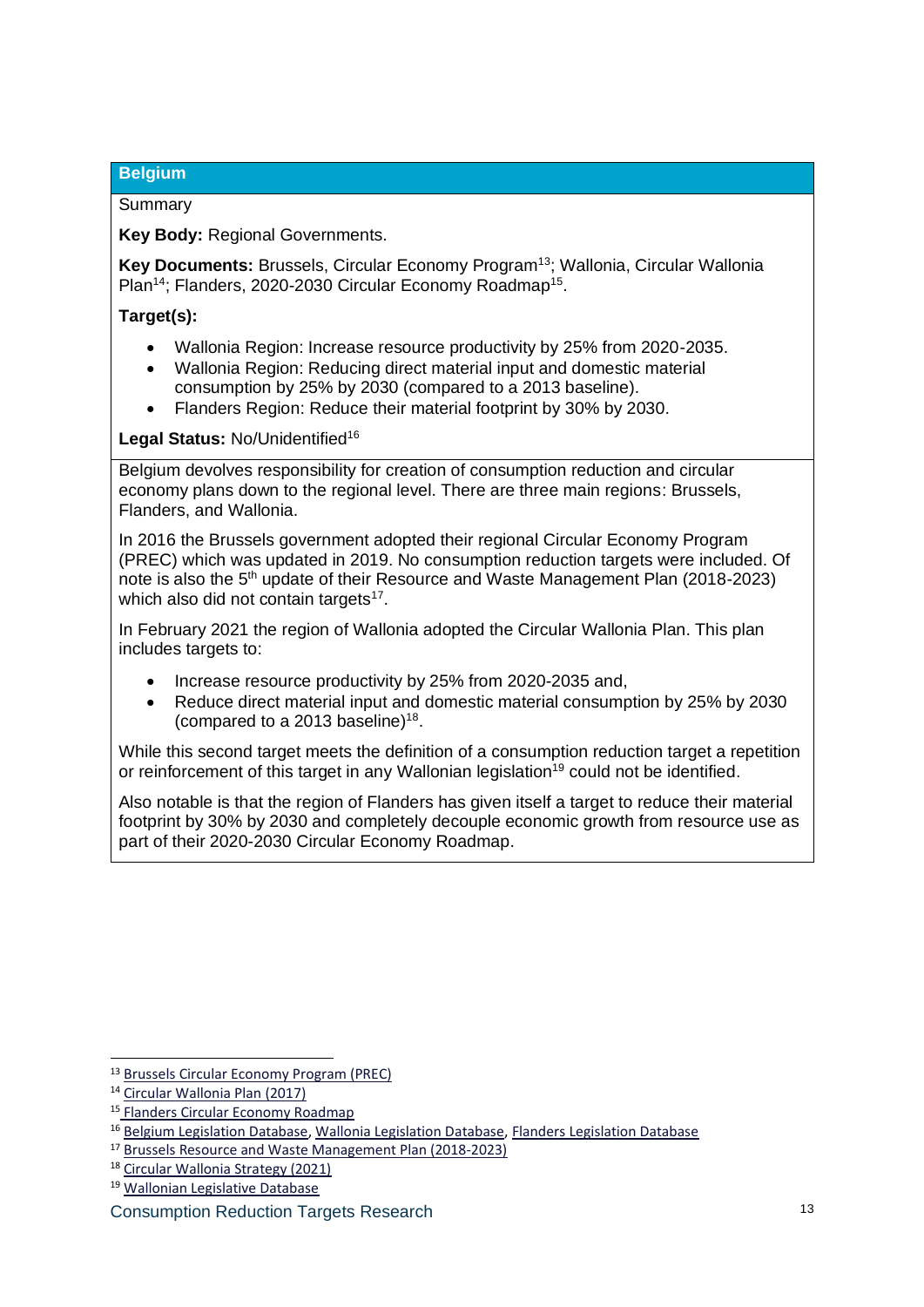## Belgium

Summary

**Key Body:** Regional Governments.

**Key Documents:** Brussels, Circular Economy Program[13]; Wallonia, Circular Wallonia Plan[14]; Flanders, 2020-2030 Circular Economy Roadmap[15].

**Target(s):**

- Wallonia Region: Increase resource productivity by 25% from 2020-2035.
- Wallonia Region: Reducing direct material input and domestic material consumption by 25% by 2030 (compared to a 2013 baseline).
- Flanders Region: Reduce their material footprint by 30% by 2030.

**Legal Status:** No/Unidentified[16]

Belgium devolves responsibility for creation of consumption reduction and circular economy plans down to the regional level. There are three main regions: Brussels, Flanders, and Wallonia.

In 2016 the Brussels government adopted their regional Circular Economy Program (PREC) which was updated in 2019. No consumption reduction targets were included. Of note is also the 5th update of their Resource and Waste Management Plan (2018-2023) which also did not contain targets[17].

In February 2021 the region of Wallonia adopted the Circular Wallonia Plan. This plan includes targets to:

- Increase resource productivity by 25% from 2020-2035 and,
- Reduce direct material input and domestic material consumption by 25% by 2030 (compared to a 2013 baseline)[18].

While this second target meets the definition of a consumption reduction target a repetition or reinforcement of this target in any Wallonian legislation[19] could not be identified.

Also notable is that the region of Flanders has given itself a target to reduce their material footprint by 30% by 2030 and completely decouple economic growth from resource use as part of their 2020-2030 Circular Economy Roadmap.

---

[13] Brussels Circular Economy Program (PREC)

[14] Circular Wallonia Plan (2017)

[15] Flanders Circular Economy Roadmap

[16] Belgium Legislation Database, Wallonia Legislation Database, Flanders Legislation Database

[17] Brussels Resource and Waste Management Plan (2018-2023)

[18] Circular Wallonia Strategy (2021)

[19] Wallonian Legislative Database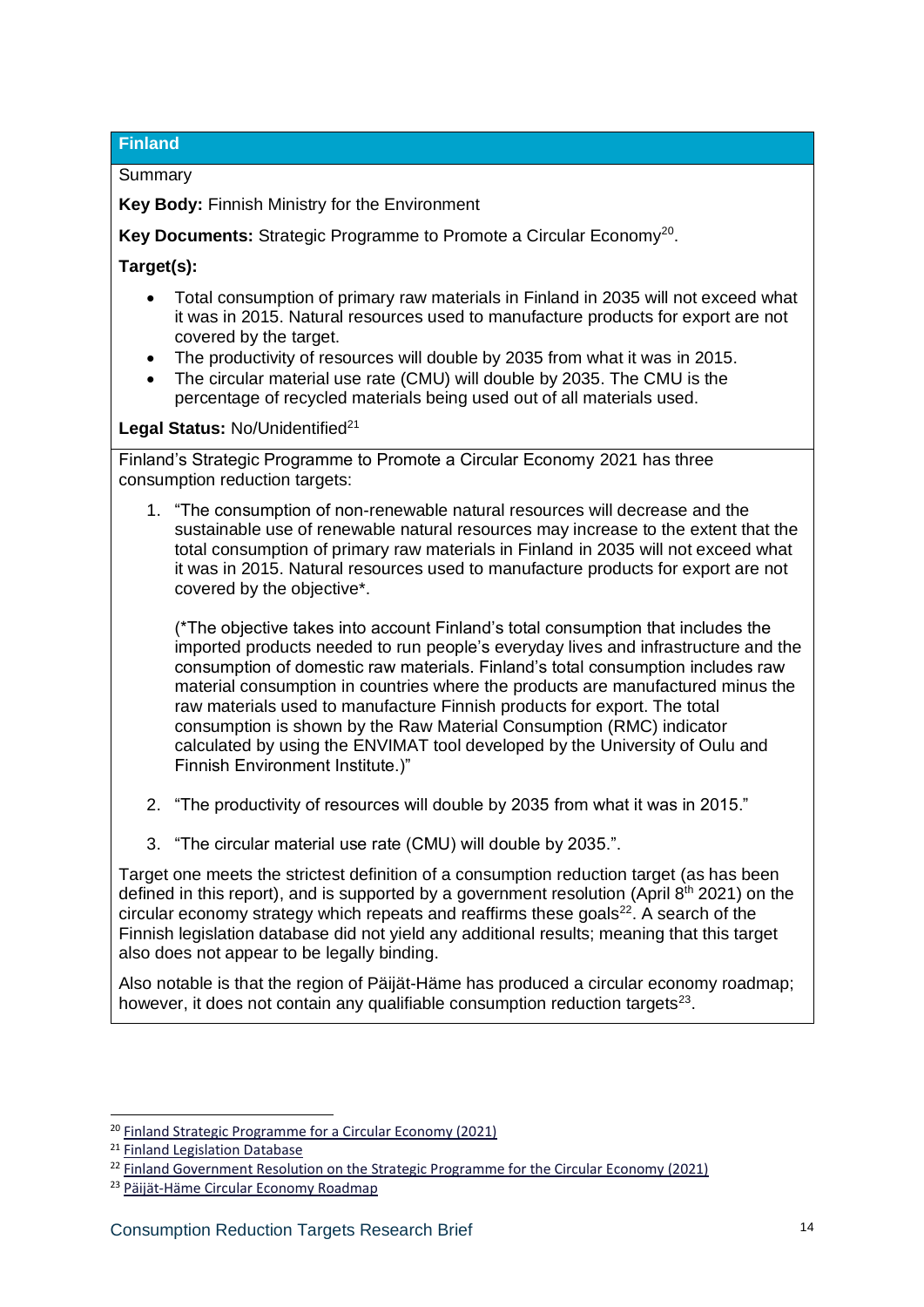## Finland

Summary

**Key Body:** Finnish Ministry for the Environment

**Key Documents:** Strategic Programme to Promote a Circular Economy[20].

**Target(s):**

- Total consumption of primary raw materials in Finland in 2035 will not exceed what it was in 2015. Natural resources used to manufacture products for export are not covered by the target.
- The productivity of resources will double by 2035 from what it was in 2015.
- The circular material use rate (CMU) will double by 2035. The CMU is the percentage of recycled materials being used out of all materials used.

**Legal Status:** No/Unidentified[21]

Finland's Strategic Programme to Promote a Circular Economy 2021 has three consumption reduction targets:

1. "The consumption of non-renewable natural resources will decrease and the sustainable use of renewable natural resources may increase to the extent that the total consumption of primary raw materials in Finland in 2035 will not exceed what it was in 2015. Natural resources used to manufacture products for export are not covered by the objective*.

   (*The objective takes into account Finland's total consumption that includes the imported products needed to run people's everyday lives and infrastructure and the consumption of domestic raw materials. Finland's total consumption includes raw material consumption in countries where the products are manufactured minus the raw materials used to manufacture Finnish products for export. The total consumption is shown by the Raw Material Consumption (RMC) indicator calculated by using the ENVIMAT tool developed by the University of Oulu and Finnish Environment Institute.)"

2. "The productivity of resources will double by 2035 from what it was in 2015."

3. "The circular material use rate (CMU) will double by 2035.".

Target one meets the strictest definition of a consumption reduction target (as has been defined in this report), and is supported by a government resolution (April 8th 2021) on the circular economy strategy which repeats and reaffirms these goals[22]. A search of the Finnish legislation database did not yield any additional results; meaning that this target also does not appear to be legally binding.

Also notable is that the region of Päijät-Häme has produced a circular economy roadmap; however, it does not contain any qualifiable consumption reduction targets[23].

---

[20] Finland Strategic Programme for a Circular Economy (2021)

[21] Finland Legislation Database

[22] Finland Government Resolution on the Strategic Programme for the Circular Economy (2021)

[23] Päijät-Häme Circular Economy Roadmap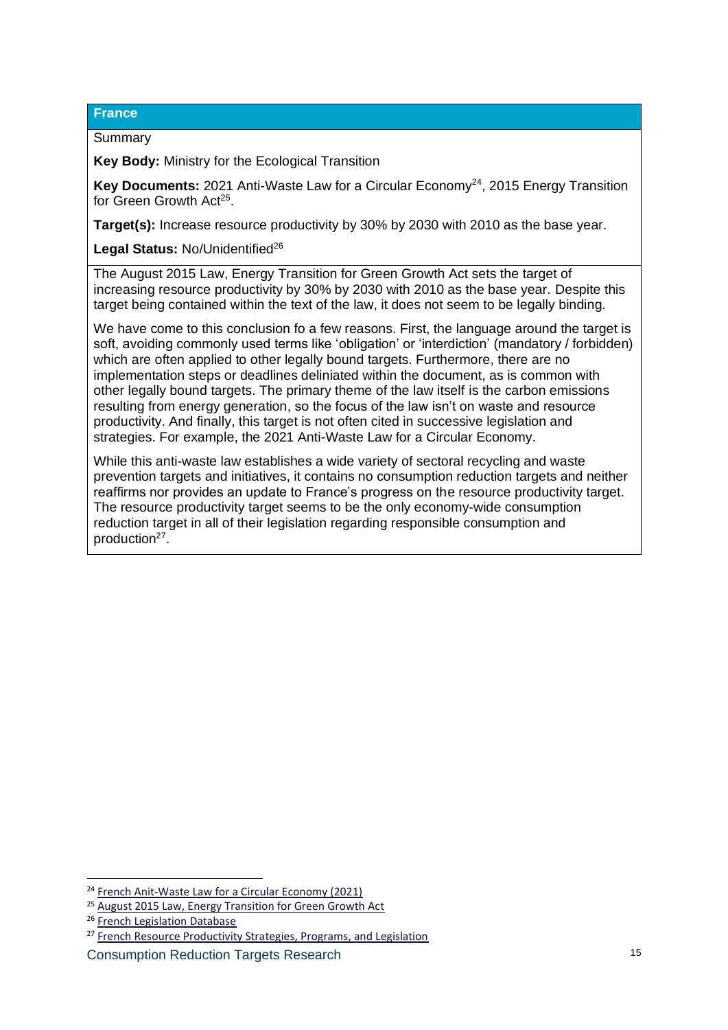## France

Summary

**Key Body:** Ministry for the Ecological Transition

**Key Documents:** 2021 Anti-Waste Law for a Circular Economy[24], 2015 Energy Transition for Green Growth Act[25].

**Target(s):** Increase resource productivity by 30% by 2030 with 2010 as the base year.

**Legal Status:** No/Unidentified[26]

The August 2015 Law, Energy Transition for Green Growth Act sets the target of increasing resource productivity by 30% by 2030 with 2010 as the base year. Despite this target being contained within the text of the law, it does not seem to be legally binding.

We have come to this conclusion fo a few reasons. First, the language around the target is soft, avoiding commonly used terms like 'obligation' or 'interdiction' (mandatory / forbidden) which are often applied to other legally bound targets. Furthermore, there are no implementation steps or deadlines deliniated within the document, as is common with other legally bound targets. The primary theme of the law itself is the carbon emissions resulting from energy generation, so the focus of the law isn't on waste and resource productivity. And finally, this target is not often cited in successive legislation and strategies. For example, the 2021 Anti-Waste Law for a Circular Economy.

While this anti-waste law establishes a wide variety of sectoral recycling and waste prevention targets and initiatives, it contains no consumption reduction targets and neither reaffirms nor provides an update to France's progress on the resource productivity target. The resource productivity target seems to be the only economy-wide consumption reduction target in all of their legislation regarding responsible consumption and production[27].

---

[24] French Anit-Waste Law for a Circular Economy (2021)

[25] August 2015 Law, Energy Transition for Green Growth Act

[26] French Legislation Database

[27] French Resource Productivity Strategies, Programs, and Legislation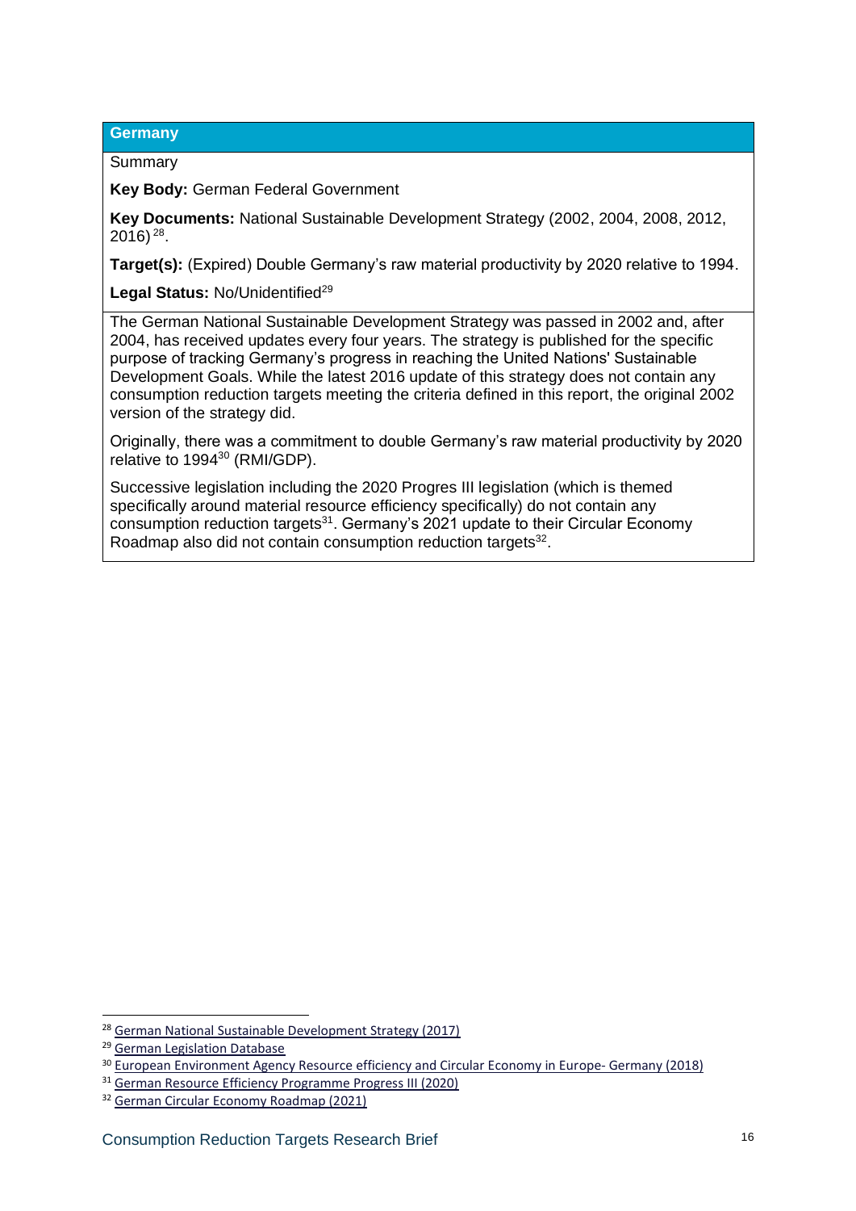## Germany

Summary

**Key Body:** German Federal Government

**Key Documents:** National Sustainable Development Strategy (2002, 2004, 2008, 2012, 2016) [28].

**Target(s):** (Expired) Double Germany's raw material productivity by 2020 relative to 1994.

**Legal Status:** No/Unidentified[29]

The German National Sustainable Development Strategy was passed in 2002 and, after 2004, has received updates every four years. The strategy is published for the specific purpose of tracking Germany's progress in reaching the United Nations' Sustainable Development Goals. While the latest 2016 update of this strategy does not contain any consumption reduction targets meeting the criteria defined in this report, the original 2002 version of the strategy did.

Originally, there was a commitment to double Germany's raw material productivity by 2020 relative to 1994[30] (RMI/GDP).

Successive legislation including the 2020 Progres III legislation (which is themed specifically around material resource efficiency specifically) do not contain any consumption reduction targets[31]. Germany's 2021 update to their Circular Economy Roadmap also did not contain consumption reduction targets[32].

---

[28] German National Sustainable Development Strategy (2017)

[29] German Legislation Database

[30] European Environment Agency Resource efficiency and Circular Economy in Europe- Germany (2018)

[31] German Resource Efficiency Programme Progress III (2020)

[32] German Circular Economy Roadmap (2021)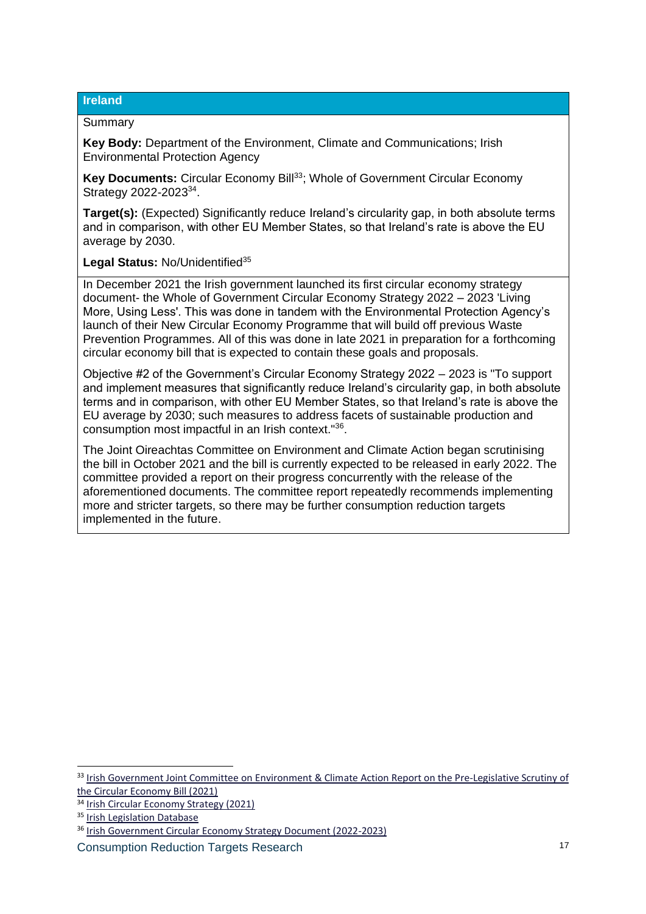## Ireland

Summary

**Key Body:** Department of the Environment, Climate and Communications; Irish Environmental Protection Agency

**Key Documents:** Circular Economy Bill[33]; Whole of Government Circular Economy Strategy 2022-2023[34].

**Target(s):** (Expected) Significantly reduce Ireland's circularity gap, in both absolute terms and in comparison, with other EU Member States, so that Ireland's rate is above the EU average by 2030.

**Legal Status:** No/Unidentified[35]

In December 2021 the Irish government launched its first circular economy strategy document- the Whole of Government Circular Economy Strategy 2022 – 2023 'Living More, Using Less'. This was done in tandem with the Environmental Protection Agency's launch of their New Circular Economy Programme that will build off previous Waste Prevention Programmes. All of this was done in late 2021 in preparation for a forthcoming circular economy bill that is expected to contain these goals and proposals.

Objective #2 of the Government's Circular Economy Strategy 2022 – 2023 is "To support and implement measures that significantly reduce Ireland's circularity gap, in both absolute terms and in comparison, with other EU Member States, so that Ireland's rate is above the EU average by 2030; such measures to address facets of sustainable production and consumption most impactful in an Irish context."[36].

The Joint Oireachtas Committee on Environment and Climate Action began scrutinising the bill in October 2021 and the bill is currently expected to be released in early 2022. The committee provided a report on their progress concurrently with the release of the aforementioned documents. The committee report repeatedly recommends implementing more and stricter targets, so there may be further consumption reduction targets implemented in the future.

---

[33] Irish Government Joint Committee on Environment & Climate Action Report on the Pre-Legislative Scrutiny of the Circular Economy Bill (2021)

[34] Irish Circular Economy Strategy (2021)

[35] Irish Legislation Database

[36] Irish Government Circular Economy Strategy Document (2022-2023)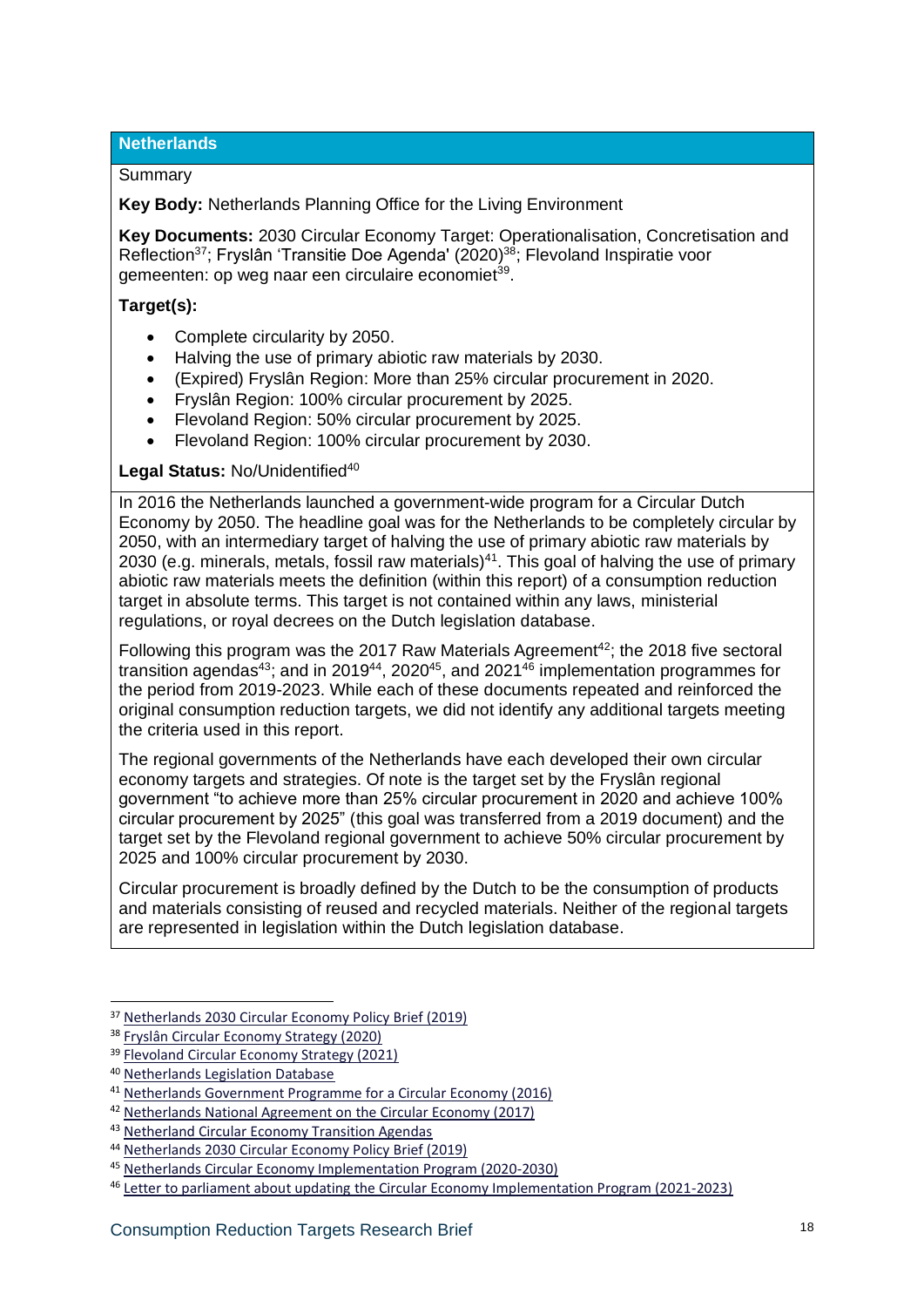## Netherlands

Summary

**Key Body:** Netherlands Planning Office for the Living Environment

**Key Documents:** 2030 Circular Economy Target: Operationalisation, Concretisation and Reflection[37]; Fryslân 'Transitie Doe Agenda' (2020)[38]; Flevoland Inspiratie voor gemeenten: op weg naar een circulaire economiet[39].

**Target(s):**

- Complete circularity by 2050.
- Halving the use of primary abiotic raw materials by 2030.
- (Expired) Fryslân Region: More than 25% circular procurement in 2020.
- Fryslân Region: 100% circular procurement by 2025.
- Flevoland Region: 50% circular procurement by 2025.
- Flevoland Region: 100% circular procurement by 2030.

**Legal Status:** No/Unidentified[40]

In 2016 the Netherlands launched a government-wide program for a Circular Dutch Economy by 2050. The headline goal was for the Netherlands to be completely circular by 2050, with an intermediary target of halving the use of primary abiotic raw materials by 2030 (e.g. minerals, metals, fossil raw materials)[41]. This goal of halving the use of primary abiotic raw materials meets the definition (within this report) of a consumption reduction target in absolute terms. This target is not contained within any laws, ministerial regulations, or royal decrees on the Dutch legislation database.

Following this program was the 2017 Raw Materials Agreement[42]; the 2018 five sectoral transition agendas[43]; and in 2019[44], 2020[45], and 2021[46] implementation programmes for the period from 2019-2023. While each of these documents repeated and reinforced the original consumption reduction targets, we did not identify any additional targets meeting the criteria used in this report.

The regional governments of the Netherlands have each developed their own circular economy targets and strategies. Of note is the target set by the Fryslân regional government "to achieve more than 25% circular procurement in 2020 and achieve 100% circular procurement by 2025" (this goal was transferred from a 2019 document) and the target set by the Flevoland regional government to achieve 50% circular procurement by 2025 and 100% circular procurement by 2030.

Circular procurement is broadly defined by the Dutch to be the consumption of products and materials consisting of reused and recycled materials. Neither of the regional targets are represented in legislation within the Dutch legislation database.

---

[37] Netherlands 2030 Circular Economy Policy Brief (2019)

[38] Fryslân Circular Economy Strategy (2020)

[39] Flevoland Circular Economy Strategy (2021)

[40] Netherlands Legislation Database

[41] Netherlands Government Programme for a Circular Economy (2016)

[42] Netherlands National Agreement on the Circular Economy (2017)

[43] Netherland Circular Economy Transition Agendas

[44] Netherlands 2030 Circular Economy Policy Brief (2019)

[45] Netherlands Circular Economy Implementation Program (2020-2030)

[46] Letter to parliament about updating the Circular Economy Implementation Program (2021-2023)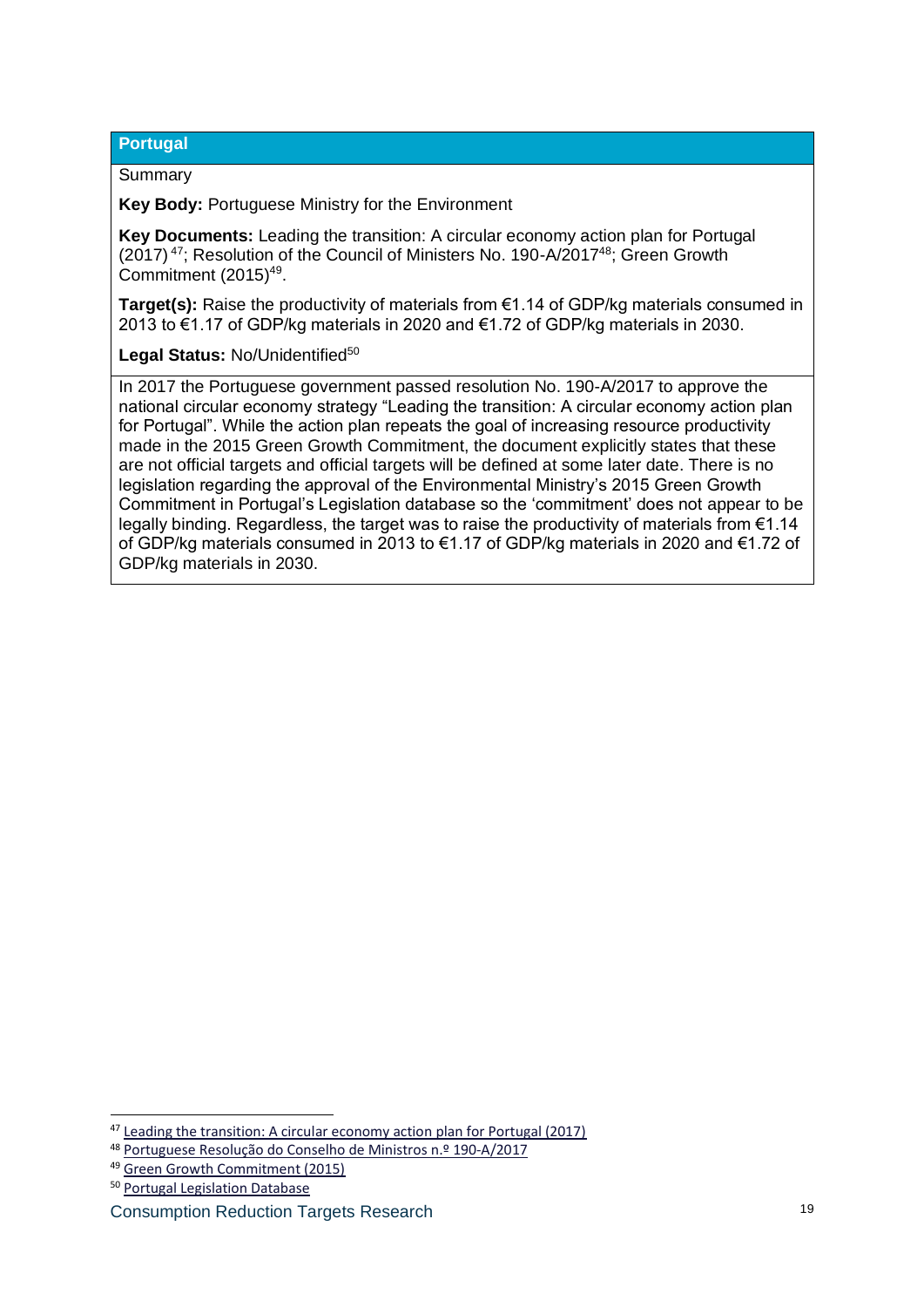## Portugal

Summary

**Key Body:** Portuguese Ministry for the Environment

**Key Documents:** Leading the transition: A circular economy action plan for Portugal (2017)[47]; Resolution of the Council of Ministers No. 190-A/2017[48]; Green Growth Commitment (2015)[49].

**Target(s):** Raise the productivity of materials from €1.14 of GDP/kg materials consumed in 2013 to €1.17 of GDP/kg materials in 2020 and €1.72 of GDP/kg materials in 2030.

**Legal Status:** No/Unidentified[50]

In 2017 the Portuguese government passed resolution No. 190-A/2017 to approve the national circular economy strategy "Leading the transition: A circular economy action plan for Portugal". While the action plan repeats the goal of increasing resource productivity made in the 2015 Green Growth Commitment, the document explicitly states that these are not official targets and official targets will be defined at some later date. There is no legislation regarding the approval of the Environmental Ministry's 2015 Green Growth Commitment in Portugal's Legislation database so the 'commitment' does not appear to be legally binding. Regardless, the target was to raise the productivity of materials from €1.14 of GDP/kg materials consumed in 2013 to €1.17 of GDP/kg materials in 2020 and €1.72 of GDP/kg materials in 2030.

---

[47] Leading the transition: A circular economy action plan for Portugal (2017)

[48] Portuguese Resolução do Conselho de Ministros n.º 190-A/2017

[49] Green Growth Commitment (2015)

[50] Portugal Legislation Database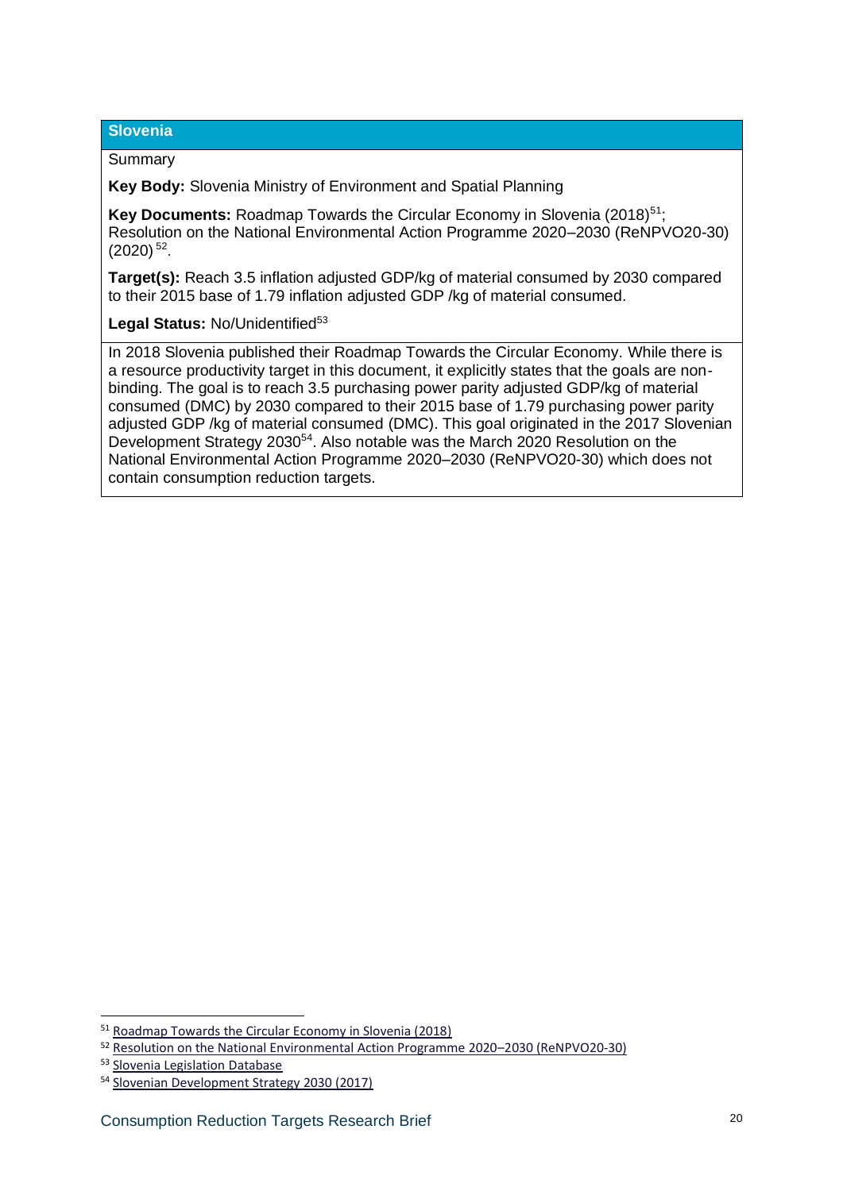## Slovenia

Summary

**Key Body:** Slovenia Ministry of Environment and Spatial Planning

**Key Documents:** Roadmap Towards the Circular Economy in Slovenia (2018)[51]; Resolution on the National Environmental Action Programme 2020–2030 (ReNPVO20-30) (2020)[52].

**Target(s):** Reach 3.5 inflation adjusted GDP/kg of material consumed by 2030 compared to their 2015 base of 1.79 inflation adjusted GDP /kg of material consumed.

**Legal Status:** No/Unidentified[53]

In 2018 Slovenia published their Roadmap Towards the Circular Economy. While there is a resource productivity target in this document, it explicitly states that the goals are non-binding. The goal is to reach 3.5 purchasing power parity adjusted GDP/kg of material consumed (DMC) by 2030 compared to their 2015 base of 1.79 purchasing power parity adjusted GDP /kg of material consumed (DMC). This goal originated in the 2017 Slovenian Development Strategy 2030[54]. Also notable was the March 2020 Resolution on the National Environmental Action Programme 2020–2030 (ReNPVO20-30) which does not contain consumption reduction targets.

[51] Roadmap Towards the Circular Economy in Slovenia (2018)

[52] Resolution on the National Environmental Action Programme 2020–2030 (ReNPVO20-30)

[53] Slovenia Legislation Database

[54] Slovenian Development Strategy 2030 (2017)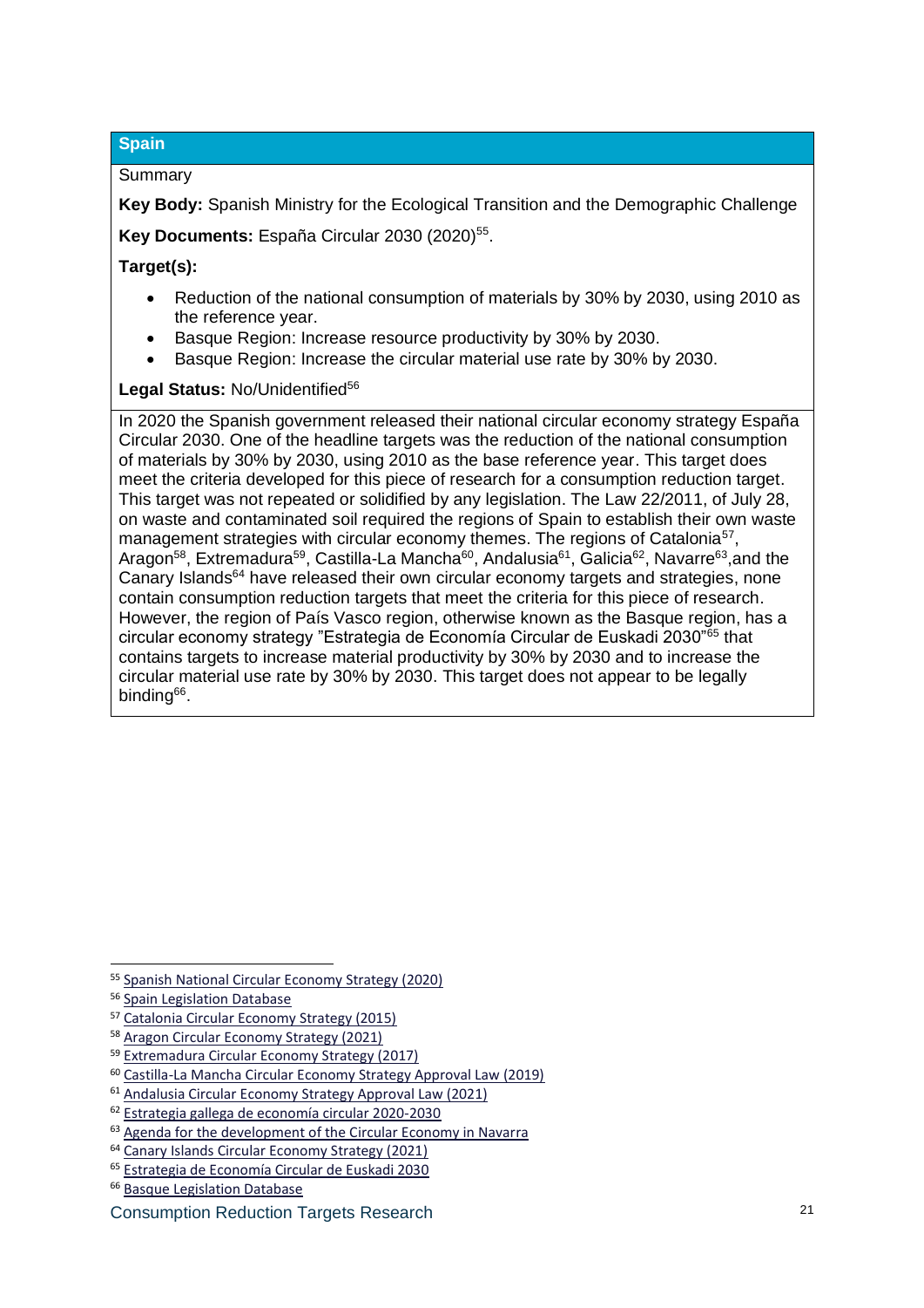## Spain

Summary

**Key Body:** Spanish Ministry for the Ecological Transition and the Demographic Challenge

**Key Documents:** España Circular 2030 (2020)[55].

**Target(s):**

- Reduction of the national consumption of materials by 30% by 2030, using 2010 as the reference year.
- Basque Region: Increase resource productivity by 30% by 2030.
- Basque Region: Increase the circular material use rate by 30% by 2030.

**Legal Status:** No/Unidentified[56]

In 2020 the Spanish government released their national circular economy strategy España Circular 2030. One of the headline targets was the reduction of the national consumption of materials by 30% by 2030, using 2010 as the base reference year. This target does meet the criteria developed for this piece of research for a consumption reduction target. This target was not repeated or solidified by any legislation. The Law 22/2011, of July 28, on waste and contaminated soil required the regions of Spain to establish their own waste management strategies with circular economy themes. The regions of Catalonia[57], Aragon[58], Extremadura[59], Castilla-La Mancha[60], Andalusia[61], Galicia[62], Navarre[63],and the Canary Islands[64] have released their own circular economy targets and strategies, none contain consumption reduction targets that meet the criteria for this piece of research. However, the region of País Vasco region, otherwise known as the Basque region, has a circular economy strategy "Estrategia de Economía Circular de Euskadi 2030"[65] that contains targets to increase material productivity by 30% by 2030 and to increase the circular material use rate by 30% by 2030. This target does not appear to be legally binding[66].

---

[55] Spanish National Circular Economy Strategy (2020)

[56] Spain Legislation Database

[57] Catalonia Circular Economy Strategy (2015)

[58] Aragon Circular Economy Strategy (2021)

[59] Extremadura Circular Economy Strategy (2017)

[60] Castilla-La Mancha Circular Economy Strategy Approval Law (2019)

[61] Andalusia Circular Economy Strategy Approval Law (2021)

[62] Estrategia gallega de economía circular 2020-2030

[63] Agenda for the development of the Circular Economy in Navarra

[64] Canary Islands Circular Economy Strategy (2021)

[65] Estrategia de Economía Circular de Euskadi 2030

[66] Basque Legislation Database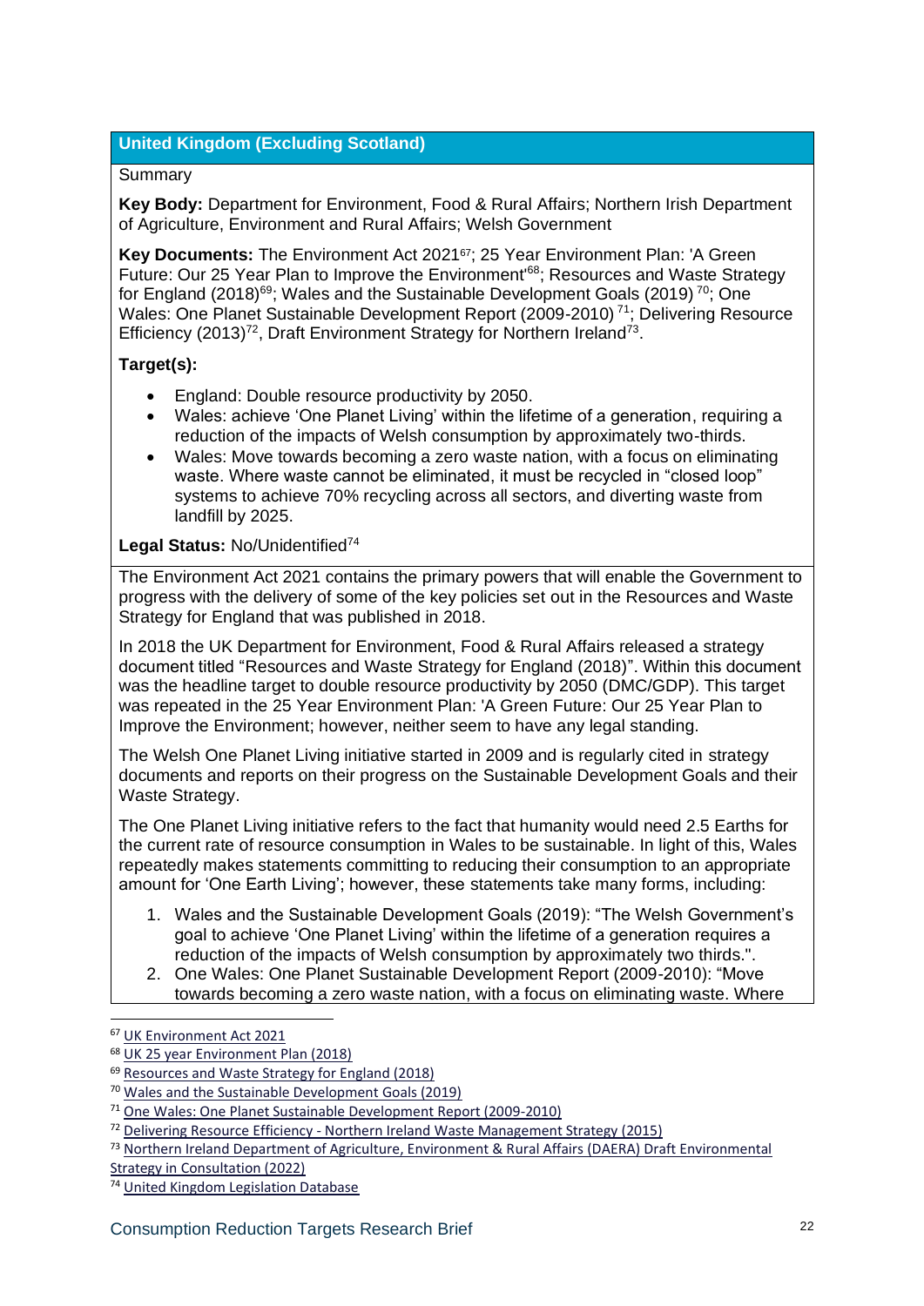## United Kingdom (Excluding Scotland)

Summary

**Key Body:** Department for Environment, Food & Rural Affairs; Northern Irish Department of Agriculture, Environment and Rural Affairs; Welsh Government

**Key Documents:** The Environment Act 2021[67]; 25 Year Environment Plan: 'A Green Future: Our 25 Year Plan to Improve the Environment'[68]; Resources and Waste Strategy for England (2018)[69]; Wales and the Sustainable Development Goals (2019)[70]; One Wales: One Planet Sustainable Development Report (2009-2010)[71]; Delivering Resource Efficiency (2013)[72], Draft Environment Strategy for Northern Ireland[73].

**Target(s):**

- England: Double resource productivity by 2050.
- Wales: achieve 'One Planet Living' within the lifetime of a generation, requiring a reduction of the impacts of Welsh consumption by approximately two-thirds.
- Wales: Move towards becoming a zero waste nation, with a focus on eliminating waste. Where waste cannot be eliminated, it must be recycled in "closed loop" systems to achieve 70% recycling across all sectors, and diverting waste from landfill by 2025.

**Legal Status:** No/Unidentified[74]

The Environment Act 2021 contains the primary powers that will enable the Government to progress with the delivery of some of the key policies set out in the Resources and Waste Strategy for England that was published in 2018.

In 2018 the UK Department for Environment, Food & Rural Affairs released a strategy document titled "Resources and Waste Strategy for England (2018)". Within this document was the headline target to double resource productivity by 2050 (DMC/GDP). This target was repeated in the 25 Year Environment Plan: 'A Green Future: Our 25 Year Plan to Improve the Environment; however, neither seem to have any legal standing.

The Welsh One Planet Living initiative started in 2009 and is regularly cited in strategy documents and reports on their progress on the Sustainable Development Goals and their Waste Strategy.

The One Planet Living initiative refers to the fact that humanity would need 2.5 Earths for the current rate of resource consumption in Wales to be sustainable. In light of this, Wales repeatedly makes statements committing to reducing their consumption to an appropriate amount for 'One Earth Living'; however, these statements take many forms, including:

1. Wales and the Sustainable Development Goals (2019): "The Welsh Government's goal to achieve 'One Planet Living' within the lifetime of a generation requires a reduction of the impacts of Welsh consumption by approximately two thirds.".
2. One Wales: One Planet Sustainable Development Report (2009-2010): "Move towards becoming a zero waste nation, with a focus on eliminating waste. Where

---

[67] UK Environment Act 2021

[68] UK 25 year Environment Plan (2018)

[69] Resources and Waste Strategy for England (2018)

[70] Wales and the Sustainable Development Goals (2019)

[71] One Wales: One Planet Sustainable Development Report (2009-2010)

[72] Delivering Resource Efficiency - Northern Ireland Waste Management Strategy (2015)

[73] Northern Ireland Department of Agriculture, Environment & Rural Affairs (DAERA) Draft Environmental Strategy in Consultation (2022)

[74] United Kingdom Legislation Database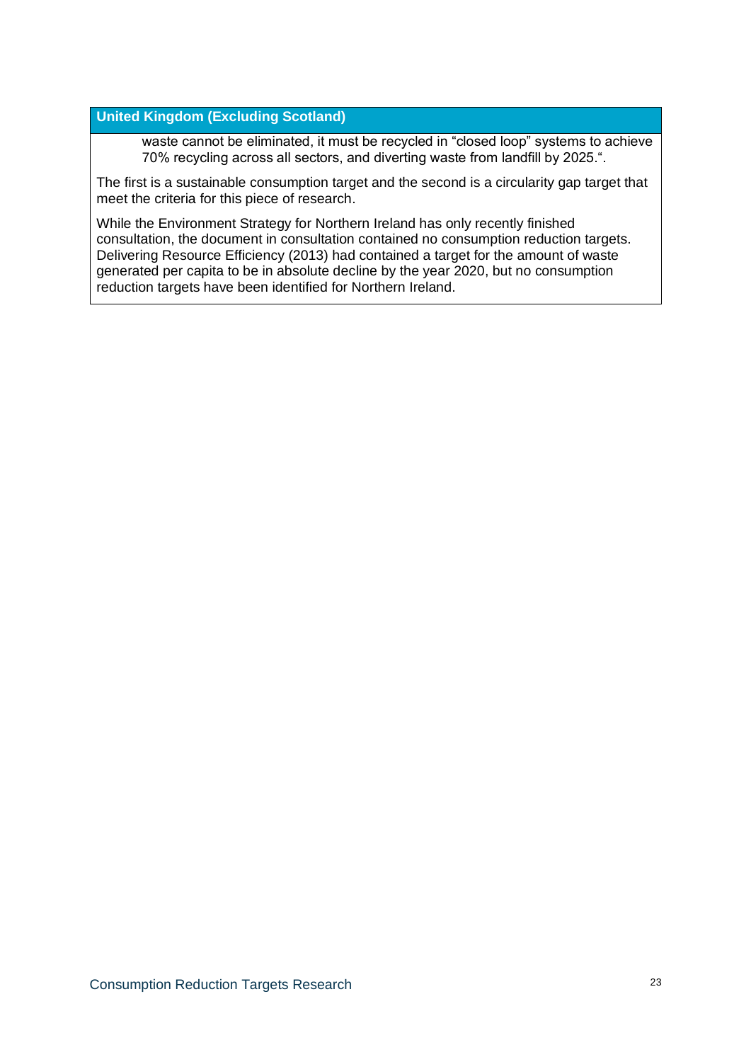| United Kingdom (Excluding Scotland) |
| --- |
| waste cannot be eliminated, it must be recycled in “closed loop” systems to achieve 70% recycling across all sectors, and diverting waste from landfill by 2025.“.<br><br>The first is a sustainable consumption target and the second is a circularity gap target that meet the criteria for this piece of research.<br><br>While the Environment Strategy for Northern Ireland has only recently finished consultation, the document in consultation contained no consumption reduction targets. Delivering Resource Efficiency (2013) had contained a target for the amount of waste generated per capita to be in absolute decline by the year 2020, but no consumption reduction targets have been identified for Northern Ireland. |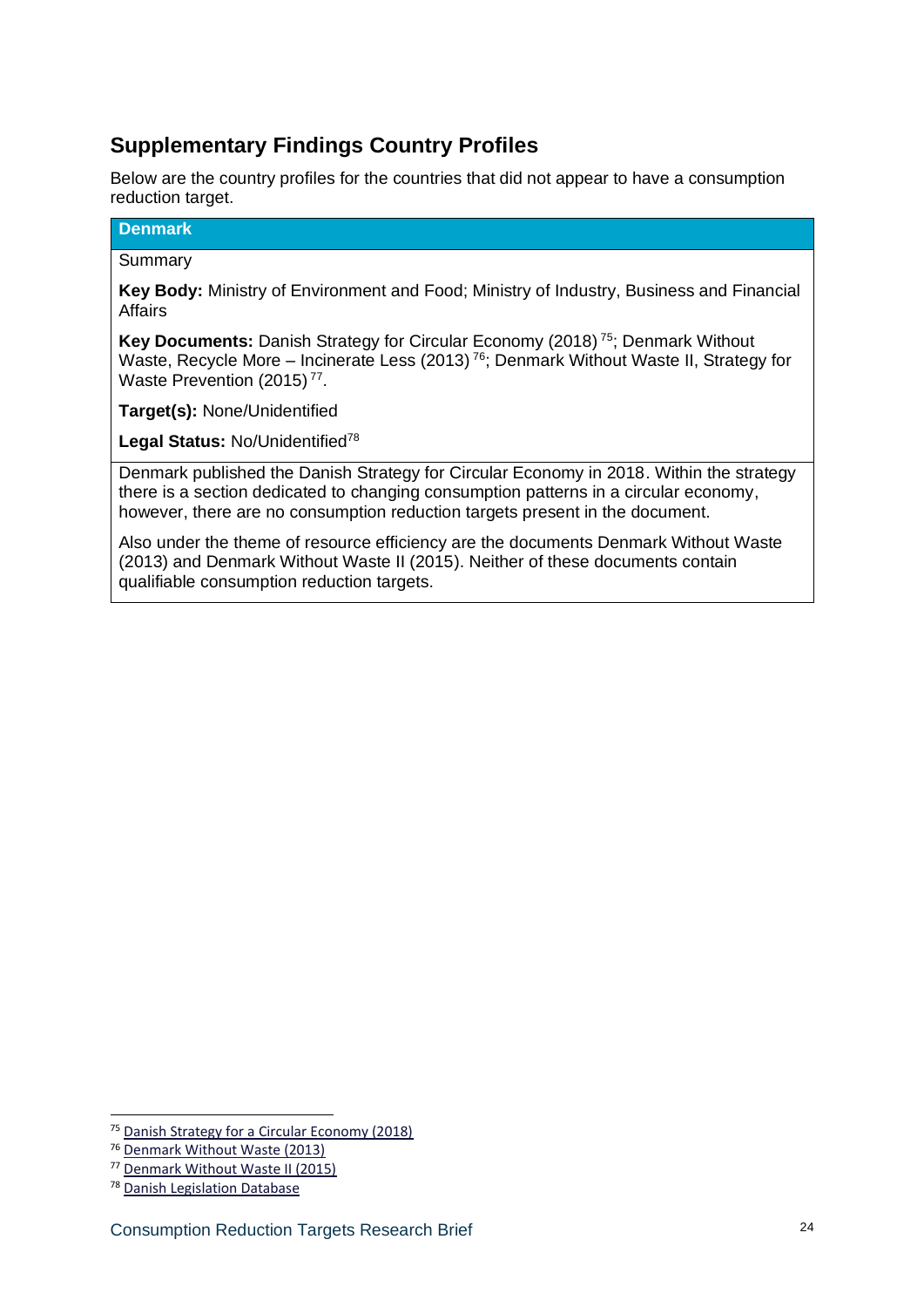## Supplementary Findings Country Profiles

Below are the country profiles for the countries that did not appear to have a consumption reduction target.

| Denmark |
|---|
| Summary<br><br>**Key Body:** Ministry of Environment and Food; Ministry of Industry, Business and Financial Affairs<br><br>**Key Documents:** Danish Strategy for Circular Economy (2018) [75]; Denmark Without Waste, Recycle More – Incinerate Less (2013) [76]; Denmark Without Waste II, Strategy for Waste Prevention (2015) [77].<br><br>**Target(s):** None/Unidentified<br><br>**Legal Status:** No/Unidentified[78] |
| Denmark published the Danish Strategy for Circular Economy in 2018. Within the strategy there is a section dedicated to changing consumption patterns in a circular economy, however, there are no consumption reduction targets present in the document.<br><br>Also under the theme of resource efficiency are the documents Denmark Without Waste (2013) and Denmark Without Waste II (2015). Neither of these documents contain qualifiable consumption reduction targets. |

[75] Danish Strategy for a Circular Economy (2018)

[76] Denmark Without Waste (2013)

[77] Denmark Without Waste II (2015)

[78] Danish Legislation Database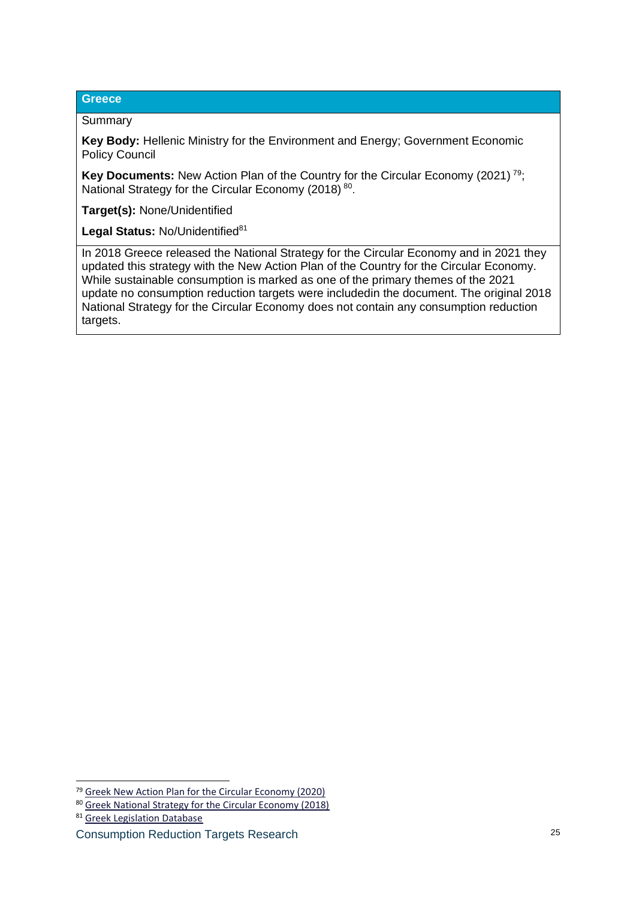## Greece

Summary

**Key Body:** Hellenic Ministry for the Environment and Energy; Government Economic Policy Council

**Key Documents:** New Action Plan of the Country for the Circular Economy (2021) [79]; National Strategy for the Circular Economy (2018) [80].

**Target(s):** None/Unidentified

**Legal Status:** No/Unidentified[81]

In 2018 Greece released the National Strategy for the Circular Economy and in 2021 they updated this strategy with the New Action Plan of the Country for the Circular Economy. While sustainable consumption is marked as one of the primary themes of the 2021 update no consumption reduction targets were includedin the document. The original 2018 National Strategy for the Circular Economy does not contain any consumption reduction targets.

---

[79] Greek New Action Plan for the Circular Economy (2020)

[80] Greek National Strategy for the Circular Economy (2018)

[81] Greek Legislation Database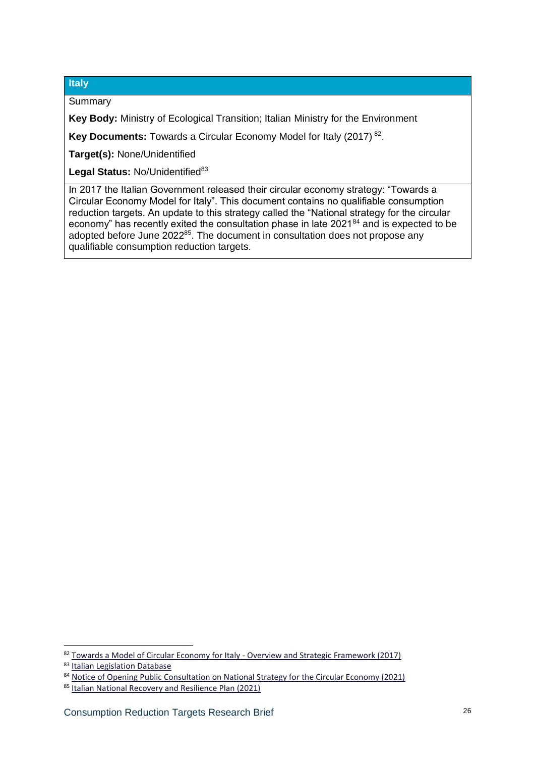## Italy

Summary

**Key Body:** Ministry of Ecological Transition; Italian Ministry for the Environment

**Key Documents:** Towards a Circular Economy Model for Italy (2017) [82].

**Target(s):** None/Unidentified

**Legal Status:** No/Unidentified[83]

In 2017 the Italian Government released their circular economy strategy: "Towards a Circular Economy Model for Italy". This document contains no qualifiable consumption reduction targets. An update to this strategy called the "National strategy for the circular economy" has recently exited the consultation phase in late 2021[84] and is expected to be adopted before June 2022[85]. The document in consultation does not propose any qualifiable consumption reduction targets.

---

[82] Towards a Model of Circular Economy for Italy - Overview and Strategic Framework (2017)

[83] Italian Legislation Database

[84] Notice of Opening Public Consultation on National Strategy for the Circular Economy (2021)

[85] Italian National Recovery and Resilience Plan (2021)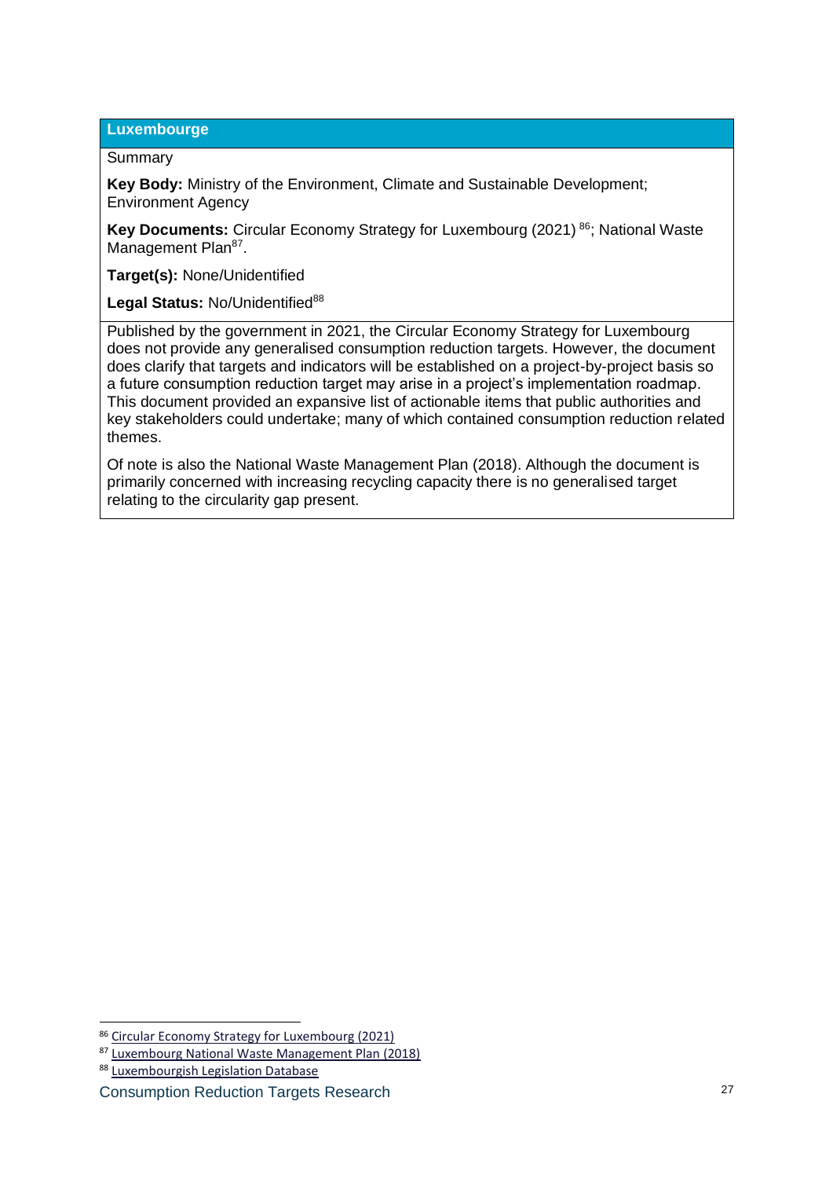## Luxembourge

Summary

**Key Body:** Ministry of the Environment, Climate and Sustainable Development; Environment Agency

**Key Documents:** Circular Economy Strategy for Luxembourg (2021) [86]; National Waste Management Plan[87].

**Target(s):** None/Unidentified

**Legal Status:** No/Unidentified[88]

Published by the government in 2021, the Circular Economy Strategy for Luxembourg does not provide any generalised consumption reduction targets. However, the document does clarify that targets and indicators will be established on a project-by-project basis so a future consumption reduction target may arise in a project's implementation roadmap. This document provided an expansive list of actionable items that public authorities and key stakeholders could undertake; many of which contained consumption reduction related themes.

Of note is also the National Waste Management Plan (2018). Although the document is primarily concerned with increasing recycling capacity there is no generalised target relating to the circularity gap present.

---

[86] Circular Economy Strategy for Luxembourg (2021)

[87] Luxembourg National Waste Management Plan (2018)

[88] Luxembourgish Legislation Database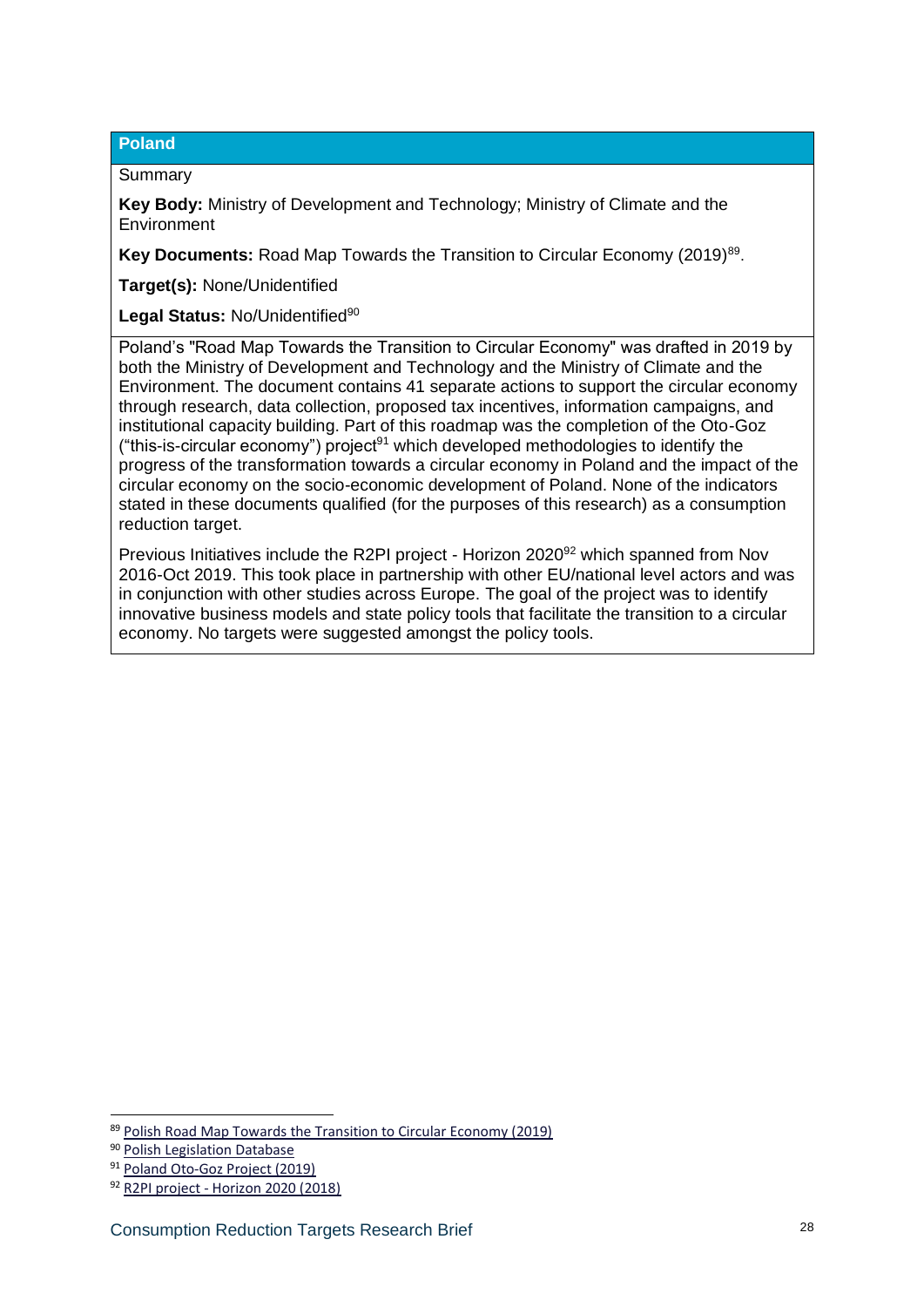## Poland

Summary

**Key Body:** Ministry of Development and Technology; Ministry of Climate and the Environment

**Key Documents:** Road Map Towards the Transition to Circular Economy (2019)[89].

**Target(s):** None/Unidentified

**Legal Status:** No/Unidentified[90]

Poland's "Road Map Towards the Transition to Circular Economy" was drafted in 2019 by both the Ministry of Development and Technology and the Ministry of Climate and the Environment. The document contains 41 separate actions to support the circular economy through research, data collection, proposed tax incentives, information campaigns, and institutional capacity building. Part of this roadmap was the completion of the Oto-Goz ("this-is-circular economy") project[91] which developed methodologies to identify the progress of the transformation towards a circular economy in Poland and the impact of the circular economy on the socio-economic development of Poland. None of the indicators stated in these documents qualified (for the purposes of this research) as a consumption reduction target.

Previous Initiatives include the R2PI project - Horizon 2020[92] which spanned from Nov 2016-Oct 2019. This took place in partnership with other EU/national level actors and was in conjunction with other studies across Europe. The goal of the project was to identify innovative business models and state policy tools that facilitate the transition to a circular economy. No targets were suggested amongst the policy tools.

---

[89] Polish Road Map Towards the Transition to Circular Economy (2019)

[90] Polish Legislation Database

[91] Poland Oto-Goz Project (2019)

[92] R2PI project - Horizon 2020 (2018)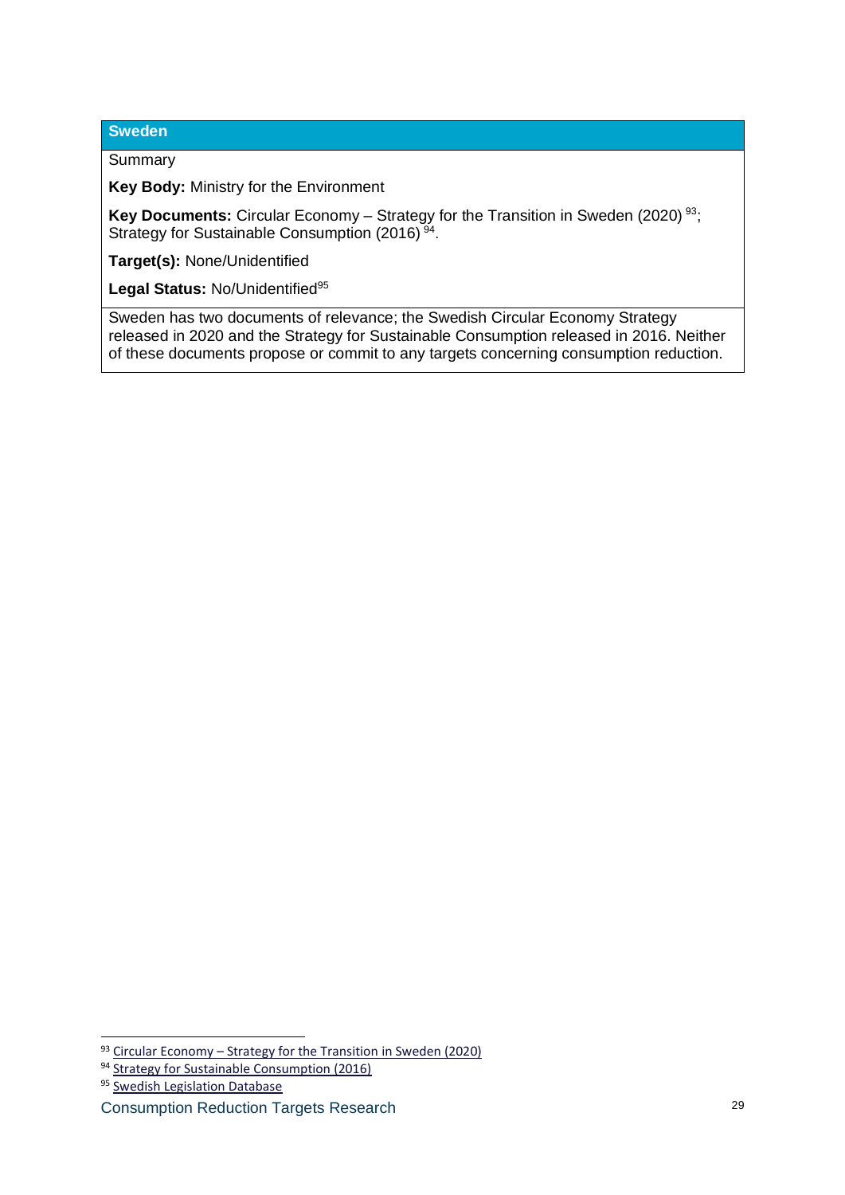| Sweden |
| --- |
| Summary<br><br>**Key Body:** Ministry for the Environment<br><br>**Key Documents:** Circular Economy – Strategy for the Transition in Sweden (2020) [93]; Strategy for Sustainable Consumption (2016) [94].<br><br>**Target(s):** None/Unidentified<br><br>**Legal Status:** No/Unidentified[95] |
| Sweden has two documents of relevance; the Swedish Circular Economy Strategy released in 2020 and the Strategy for Sustainable Consumption released in 2016. Neither of these documents propose or commit to any targets concerning consumption reduction. |

[93] Circular Economy – Strategy for the Transition in Sweden (2020)

[94] Strategy for Sustainable Consumption (2016)

[95] Swedish Legislation Database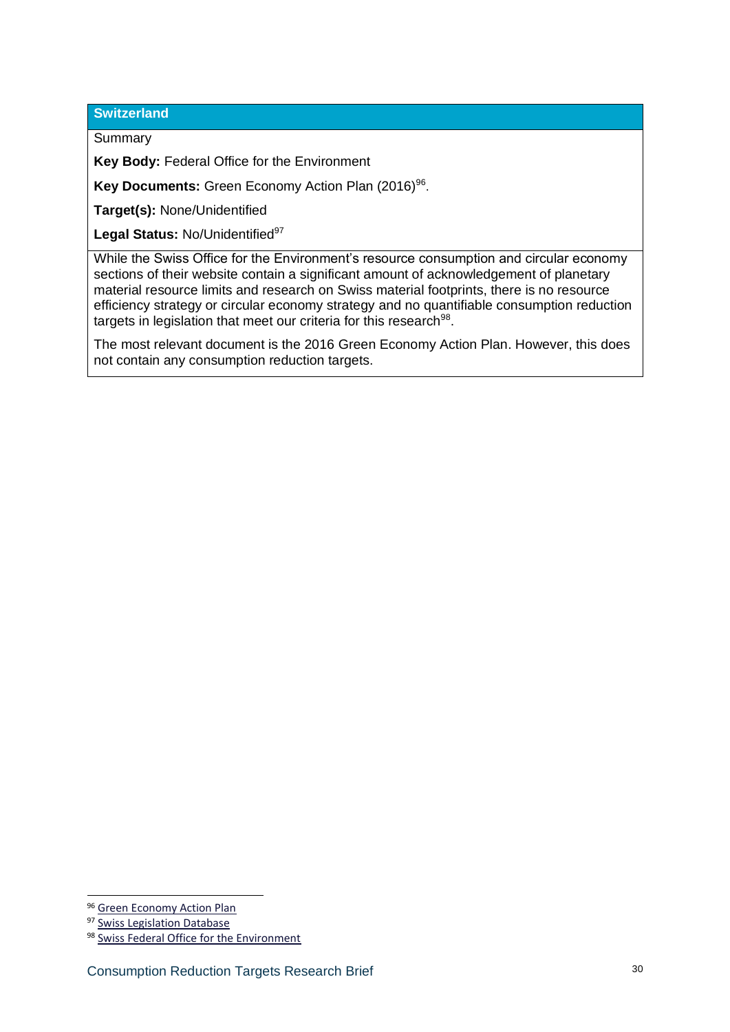## Switzerland

Summary

**Key Body:** Federal Office for the Environment

**Key Documents:** Green Economy Action Plan (2016)[96].

**Target(s):** None/Unidentified

**Legal Status:** No/Unidentified[97]

While the Swiss Office for the Environment's resource consumption and circular economy sections of their website contain a significant amount of acknowledgement of planetary material resource limits and research on Swiss material footprints, there is no resource efficiency strategy or circular economy strategy and no quantifiable consumption reduction targets in legislation that meet our criteria for this research[98].

The most relevant document is the 2016 Green Economy Action Plan. However, this does not contain any consumption reduction targets.

---

[96] Green Economy Action Plan

[97] Swiss Legislation Database

[98] Swiss Federal Office for the Environment